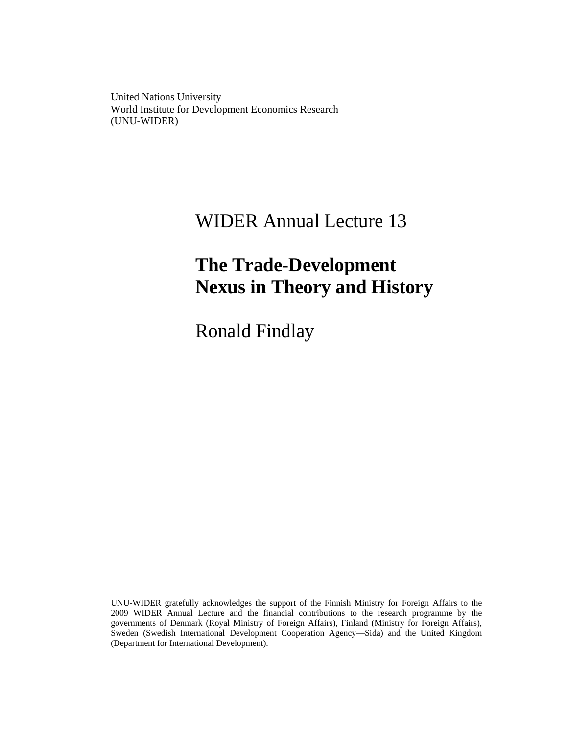United Nations University
World Institute for Development Economics Research
(UNU-WIDER)

WIDER Annual Lecture 13

# The Trade-Development Nexus in Theory and History

Ronald Findlay

UNU-WIDER gratefully acknowledges the support of the Finnish Ministry for Foreign Affairs to the 2009 WIDER Annual Lecture and the financial contributions to the research programme by the governments of Denmark (Royal Ministry of Foreign Affairs), Finland (Ministry for Foreign Affairs), Sweden (Swedish International Development Cooperation Agency—Sida) and the United Kingdom (Department for International Development).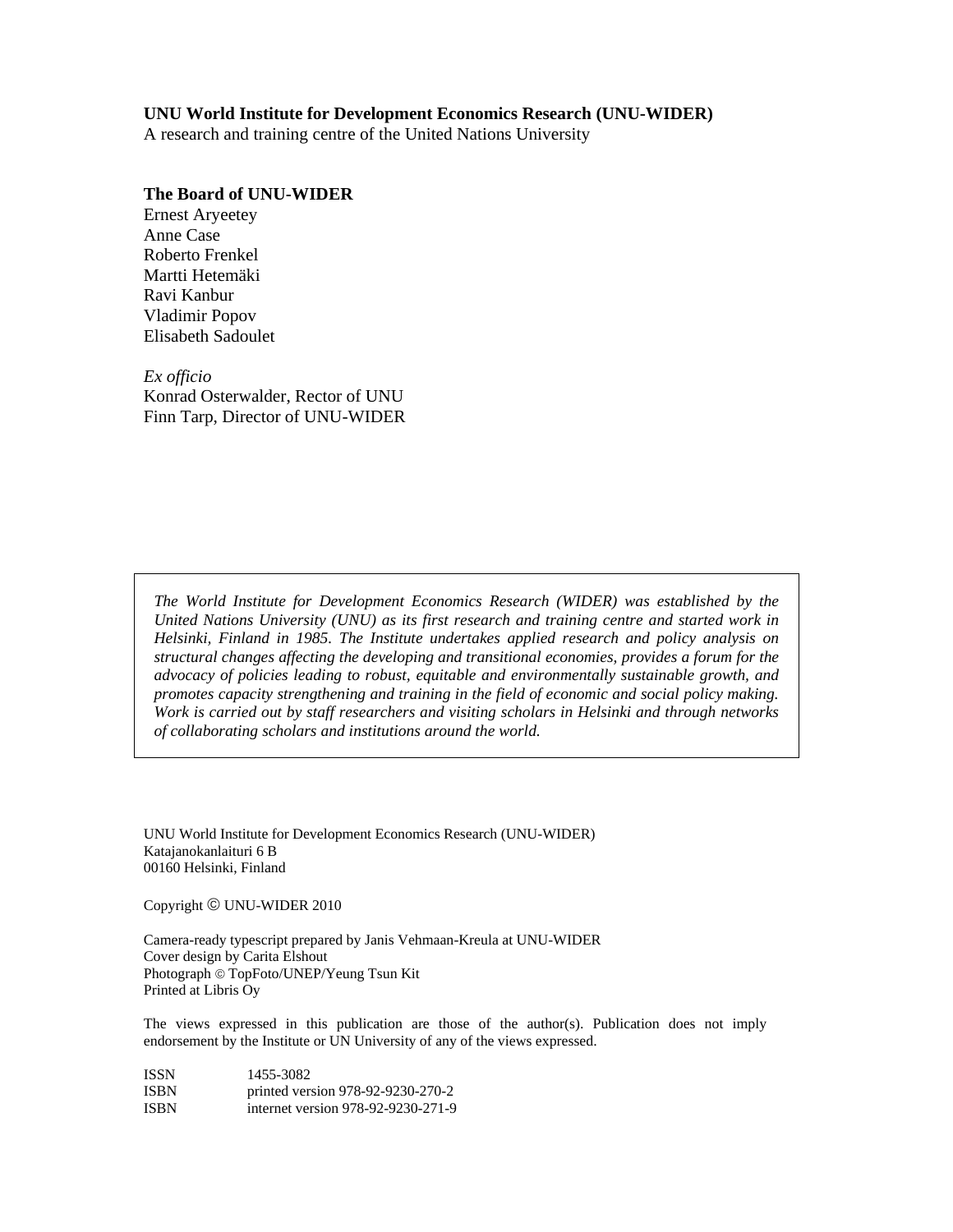**UNU World Institute for Development Economics Research (UNU-WIDER)**
A research and training centre of the United Nations University

**The Board of UNU-WIDER**
Ernest Aryeetey
Anne Case
Roberto Frenkel
Martti Hetemäki
Ravi Kanbur
Vladimir Popov
Elisabeth Sadoulet

*Ex officio*
Konrad Osterwalder, Rector of UNU
Finn Tarp, Director of UNU-WIDER

*The World Institute for Development Economics Research (WIDER) was established by the United Nations University (UNU) as its first research and training centre and started work in Helsinki, Finland in 1985. The Institute undertakes applied research and policy analysis on structural changes affecting the developing and transitional economies, provides a forum for the advocacy of policies leading to robust, equitable and environmentally sustainable growth, and promotes capacity strengthening and training in the field of economic and social policy making. Work is carried out by staff researchers and visiting scholars in Helsinki and through networks of collaborating scholars and institutions around the world.*

UNU World Institute for Development Economics Research (UNU-WIDER)
Katajanokanlaituri 6 B
00160 Helsinki, Finland

Copyright © UNU-WIDER 2010

Camera-ready typescript prepared by Janis Vehmaan-Kreula at UNU-WIDER
Cover design by Carita Elshout
Photograph © TopFoto/UNEP/Yeung Tsun Kit
Printed at Libris Oy

The views expressed in this publication are those of the author(s). Publication does not imply endorsement by the Institute or UN University of any of the views expressed.

ISSN 1455-3082
ISBN printed version 978-92-9230-270-2
ISBN internet version 978-92-9230-271-9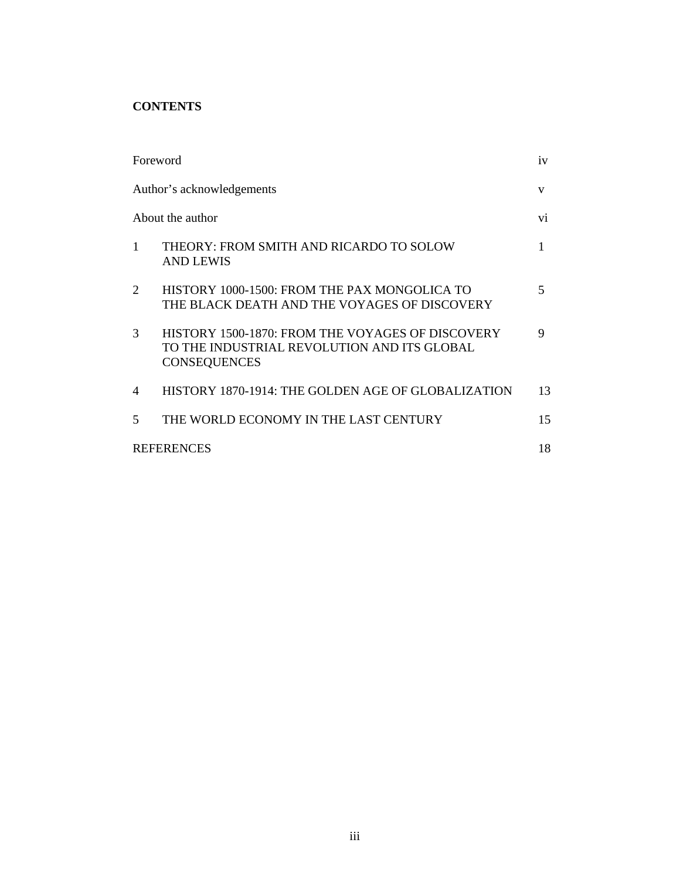**CONTENTS**

| | | |
|---|---|---|
| Foreword | | iv |
| Author’s acknowledgements | | v |
| About the author | | vi |
| 1 | THEORY: FROM SMITH AND RICARDO TO SOLOW AND LEWIS | 1 |
| 2 | HISTORY 1000-1500: FROM THE PAX MONGOLICA TO THE BLACK DEATH AND THE VOYAGES OF DISCOVERY | 5 |
| 3 | HISTORY 1500-1870: FROM THE VOYAGES OF DISCOVERY TO THE INDUSTRIAL REVOLUTION AND ITS GLOBAL CONSEQUENCES | 9 |
| 4 | HISTORY 1870-1914: THE GOLDEN AGE OF GLOBALIZATION | 13 |
| 5 | THE WORLD ECONOMY IN THE LAST CENTURY | 15 |
| REFERENCES | | 18 |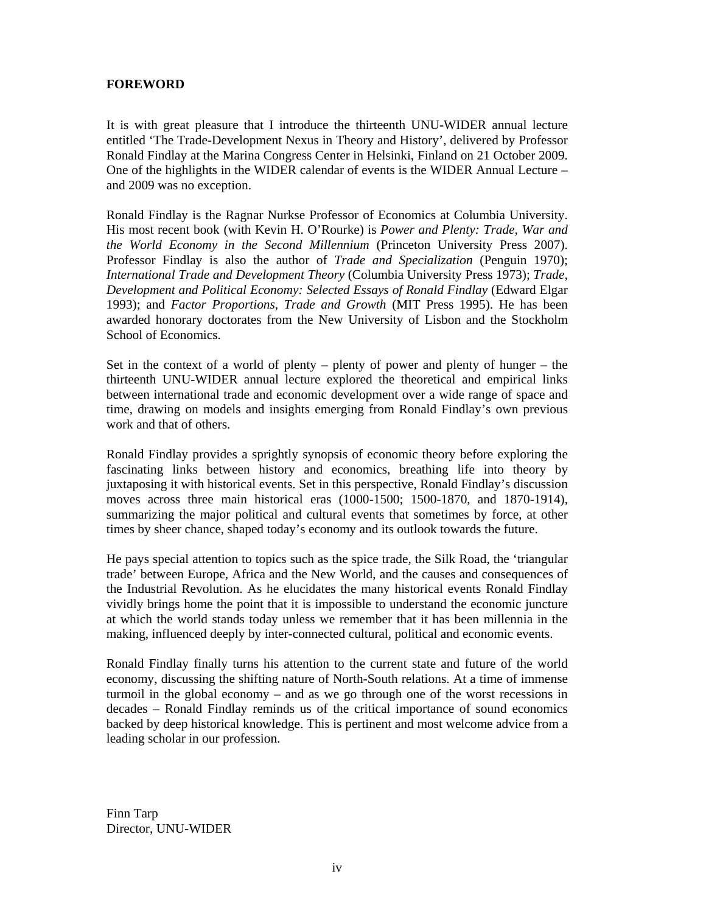## FOREWORD

It is with great pleasure that I introduce the thirteenth UNU-WIDER annual lecture entitled 'The Trade-Development Nexus in Theory and History', delivered by Professor Ronald Findlay at the Marina Congress Center in Helsinki, Finland on 21 October 2009. One of the highlights in the WIDER calendar of events is the WIDER Annual Lecture – and 2009 was no exception.

Ronald Findlay is the Ragnar Nurkse Professor of Economics at Columbia University. His most recent book (with Kevin H. O'Rourke) is *Power and Plenty: Trade, War and the World Economy in the Second Millennium* (Princeton University Press 2007). Professor Findlay is also the author of *Trade and Specialization* (Penguin 1970); *International Trade and Development Theory* (Columbia University Press 1973); *Trade, Development and Political Economy: Selected Essays of Ronald Findlay* (Edward Elgar 1993); and *Factor Proportions, Trade and Growth* (MIT Press 1995). He has been awarded honorary doctorates from the New University of Lisbon and the Stockholm School of Economics.

Set in the context of a world of plenty – plenty of power and plenty of hunger – the thirteenth UNU-WIDER annual lecture explored the theoretical and empirical links between international trade and economic development over a wide range of space and time, drawing on models and insights emerging from Ronald Findlay's own previous work and that of others.

Ronald Findlay provides a sprightly synopsis of economic theory before exploring the fascinating links between history and economics, breathing life into theory by juxtaposing it with historical events. Set in this perspective, Ronald Findlay's discussion moves across three main historical eras (1000-1500; 1500-1870, and 1870-1914), summarizing the major political and cultural events that sometimes by force, at other times by sheer chance, shaped today's economy and its outlook towards the future.

He pays special attention to topics such as the spice trade, the Silk Road, the 'triangular trade' between Europe, Africa and the New World, and the causes and consequences of the Industrial Revolution. As he elucidates the many historical events Ronald Findlay vividly brings home the point that it is impossible to understand the economic juncture at which the world stands today unless we remember that it has been millennia in the making, influenced deeply by inter-connected cultural, political and economic events.

Ronald Findlay finally turns his attention to the current state and future of the world economy, discussing the shifting nature of North-South relations. At a time of immense turmoil in the global economy – and as we go through one of the worst recessions in decades – Ronald Findlay reminds us of the critical importance of sound economics backed by deep historical knowledge. This is pertinent and most welcome advice from a leading scholar in our profession.

Finn Tarp
Director, UNU-WIDER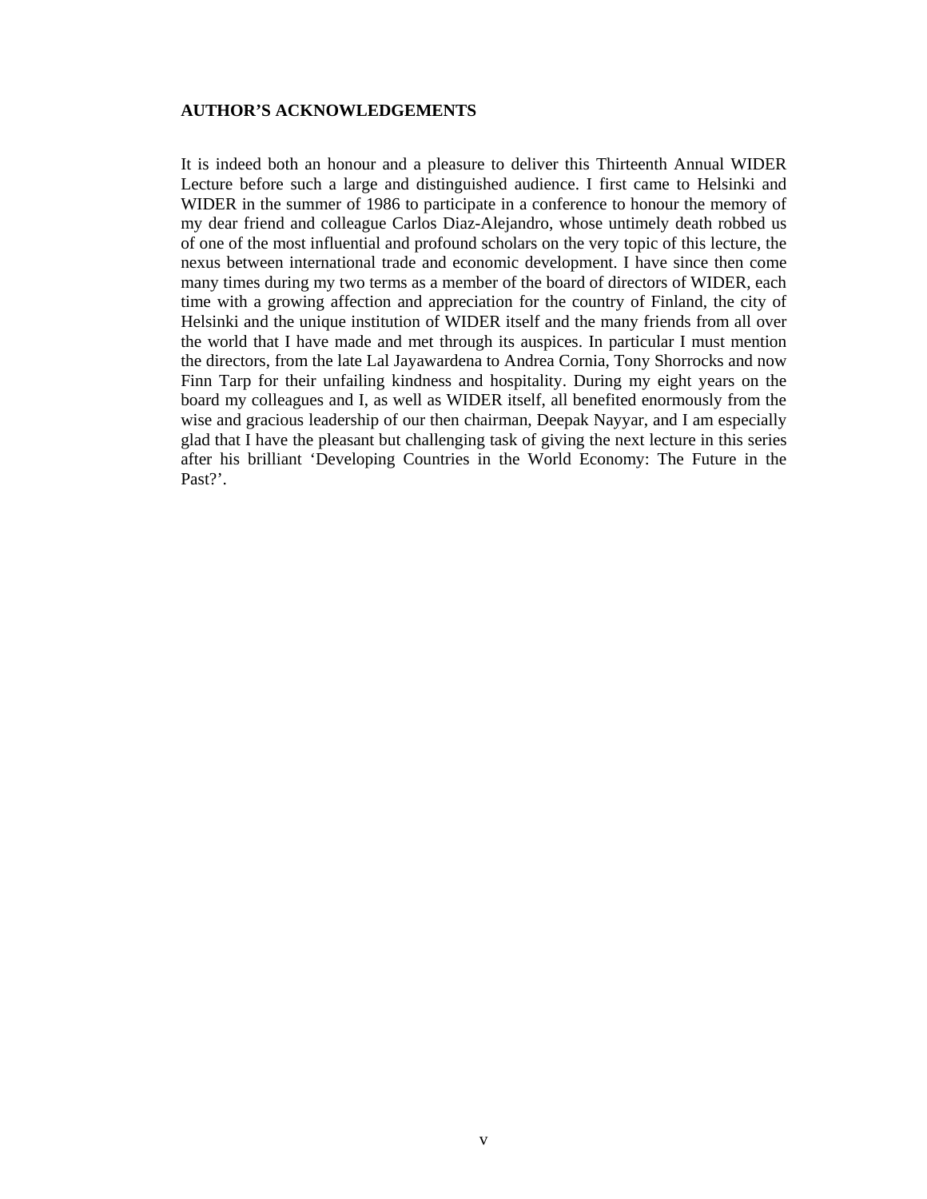## AUTHOR'S ACKNOWLEDGEMENTS

It is indeed both an honour and a pleasure to deliver this Thirteenth Annual WIDER Lecture before such a large and distinguished audience. I first came to Helsinki and WIDER in the summer of 1986 to participate in a conference to honour the memory of my dear friend and colleague Carlos Diaz-Alejandro, whose untimely death robbed us of one of the most influential and profound scholars on the very topic of this lecture, the nexus between international trade and economic development. I have since then come many times during my two terms as a member of the board of directors of WIDER, each time with a growing affection and appreciation for the country of Finland, the city of Helsinki and the unique institution of WIDER itself and the many friends from all over the world that I have made and met through its auspices. In particular I must mention the directors, from the late Lal Jayawardena to Andrea Cornia, Tony Shorrocks and now Finn Tarp for their unfailing kindness and hospitality. During my eight years on the board my colleagues and I, as well as WIDER itself, all benefited enormously from the wise and gracious leadership of our then chairman, Deepak Nayyar, and I am especially glad that I have the pleasant but challenging task of giving the next lecture in this series after his brilliant 'Developing Countries in the World Economy: The Future in the Past?'.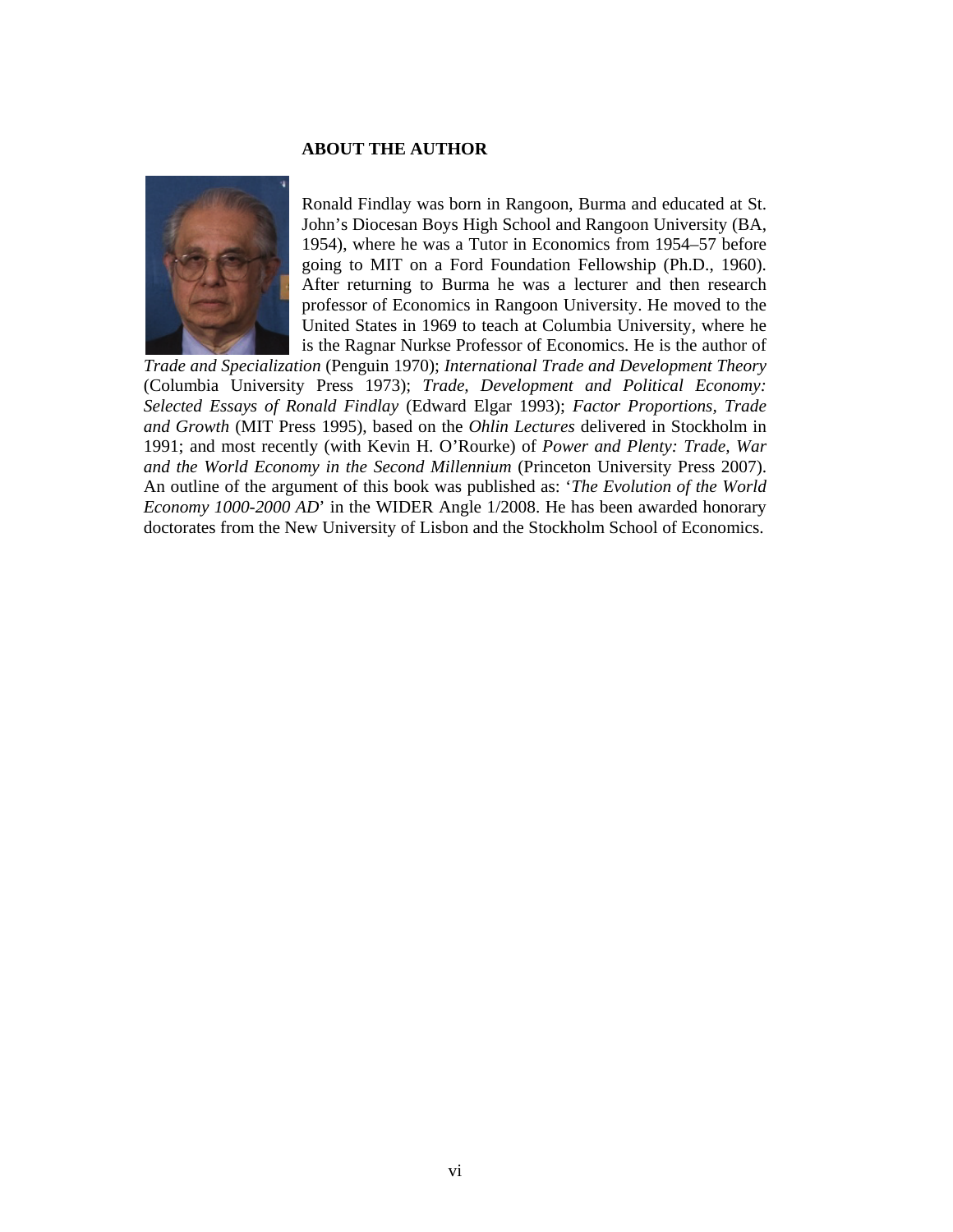**ABOUT THE AUTHOR**

Ronald Findlay was born in Rangoon, Burma and educated at St. John's Diocesan Boys High School and Rangoon University (BA, 1954), where he was a Tutor in Economics from 1954–57 before going to MIT on a Ford Foundation Fellowship (Ph.D., 1960). After returning to Burma he was a lecturer and then research professor of Economics in Rangoon University. He moved to the United States in 1969 to teach at Columbia University, where he is the Ragnar Nurkse Professor of Economics. He is the author of *Trade and Specialization* (Penguin 1970); *International Trade and Development Theory* (Columbia University Press 1973); *Trade, Development and Political Economy: Selected Essays of Ronald Findlay* (Edward Elgar 1993); *Factor Proportions, Trade and Growth* (MIT Press 1995), based on the *Ohlin Lectures* delivered in Stockholm in 1991; and most recently (with Kevin H. O'Rourke) of *Power and Plenty: Trade, War and the World Economy in the Second Millennium* (Princeton University Press 2007). An outline of the argument of this book was published as: '*The Evolution of the World Economy 1000-2000 AD*' in the WIDER Angle 1/2008. He has been awarded honorary doctorates from the New University of Lisbon and the Stockholm School of Economics.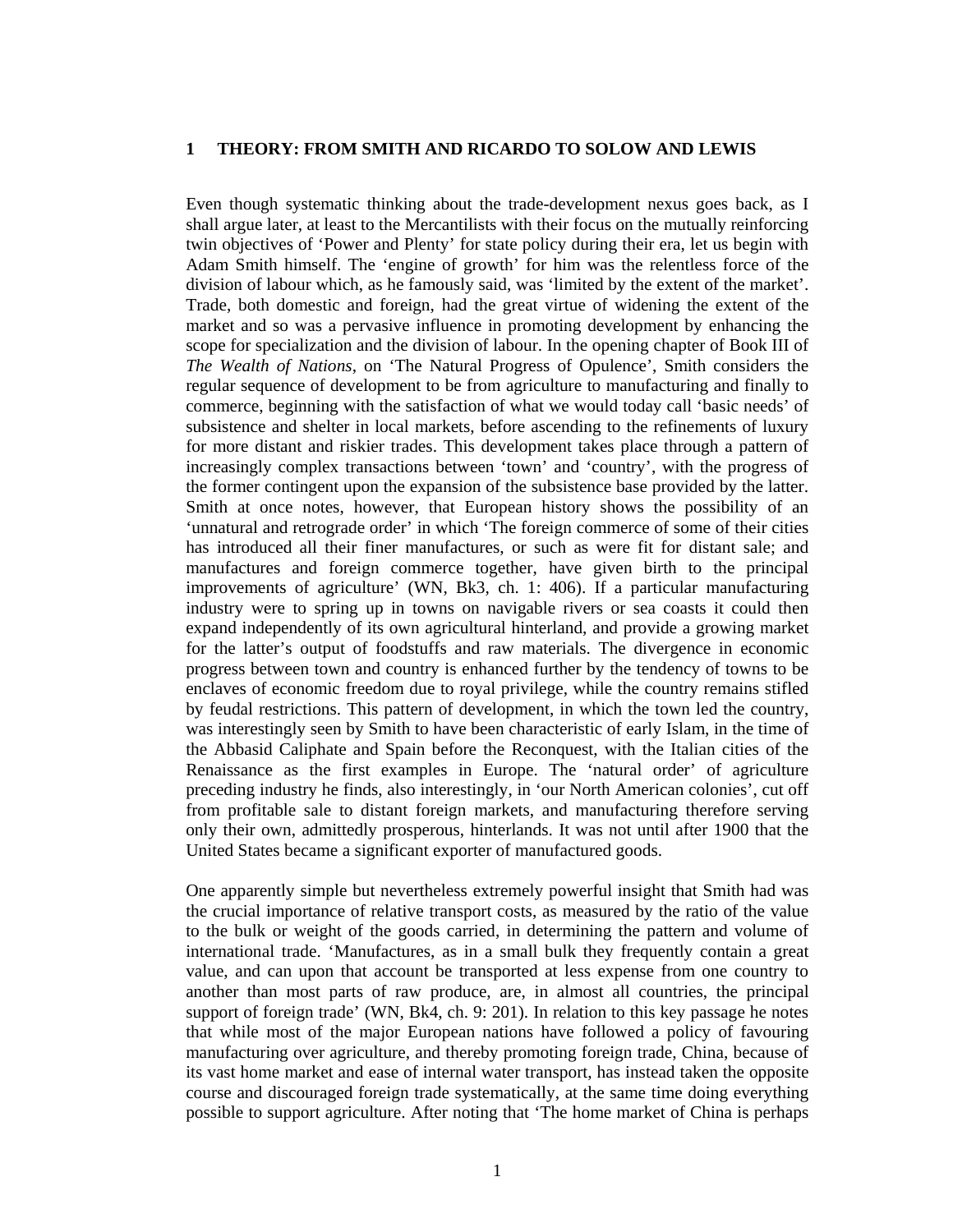## 1 THEORY: FROM SMITH AND RICARDO TO SOLOW AND LEWIS

Even though systematic thinking about the trade-development nexus goes back, as I shall argue later, at least to the Mercantilists with their focus on the mutually reinforcing twin objectives of 'Power and Plenty' for state policy during their era, let us begin with Adam Smith himself. The 'engine of growth' for him was the relentless force of the division of labour which, as he famously said, was 'limited by the extent of the market'. Trade, both domestic and foreign, had the great virtue of widening the extent of the market and so was a pervasive influence in promoting development by enhancing the scope for specialization and the division of labour. In the opening chapter of Book III of *The Wealth of Nations*, on 'The Natural Progress of Opulence', Smith considers the regular sequence of development to be from agriculture to manufacturing and finally to commerce, beginning with the satisfaction of what we would today call 'basic needs' of subsistence and shelter in local markets, before ascending to the refinements of luxury for more distant and riskier trades. This development takes place through a pattern of increasingly complex transactions between 'town' and 'country', with the progress of the former contingent upon the expansion of the subsistence base provided by the latter. Smith at once notes, however, that European history shows the possibility of an 'unnatural and retrograde order' in which 'The foreign commerce of some of their cities has introduced all their finer manufactures, or such as were fit for distant sale; and manufactures and foreign commerce together, have given birth to the principal improvements of agriculture' (WN, Bk3, ch. 1: 406). If a particular manufacturing industry were to spring up in towns on navigable rivers or sea coasts it could then expand independently of its own agricultural hinterland, and provide a growing market for the latter's output of foodstuffs and raw materials. The divergence in economic progress between town and country is enhanced further by the tendency of towns to be enclaves of economic freedom due to royal privilege, while the country remains stifled by feudal restrictions. This pattern of development, in which the town led the country, was interestingly seen by Smith to have been characteristic of early Islam, in the time of the Abbasid Caliphate and Spain before the Reconquest, with the Italian cities of the Renaissance as the first examples in Europe. The 'natural order' of agriculture preceding industry he finds, also interestingly, in 'our North American colonies', cut off from profitable sale to distant foreign markets, and manufacturing therefore serving only their own, admittedly prosperous, hinterlands. It was not until after 1900 that the United States became a significant exporter of manufactured goods.

One apparently simple but nevertheless extremely powerful insight that Smith had was the crucial importance of relative transport costs, as measured by the ratio of the value to the bulk or weight of the goods carried, in determining the pattern and volume of international trade. 'Manufactures, as in a small bulk they frequently contain a great value, and can upon that account be transported at less expense from one country to another than most parts of raw produce, are, in almost all countries, the principal support of foreign trade' (WN, Bk4, ch. 9: 201). In relation to this key passage he notes that while most of the major European nations have followed a policy of favouring manufacturing over agriculture, and thereby promoting foreign trade, China, because of its vast home market and ease of internal water transport, has instead taken the opposite course and discouraged foreign trade systematically, at the same time doing everything possible to support agriculture. After noting that 'The home market of China is perhaps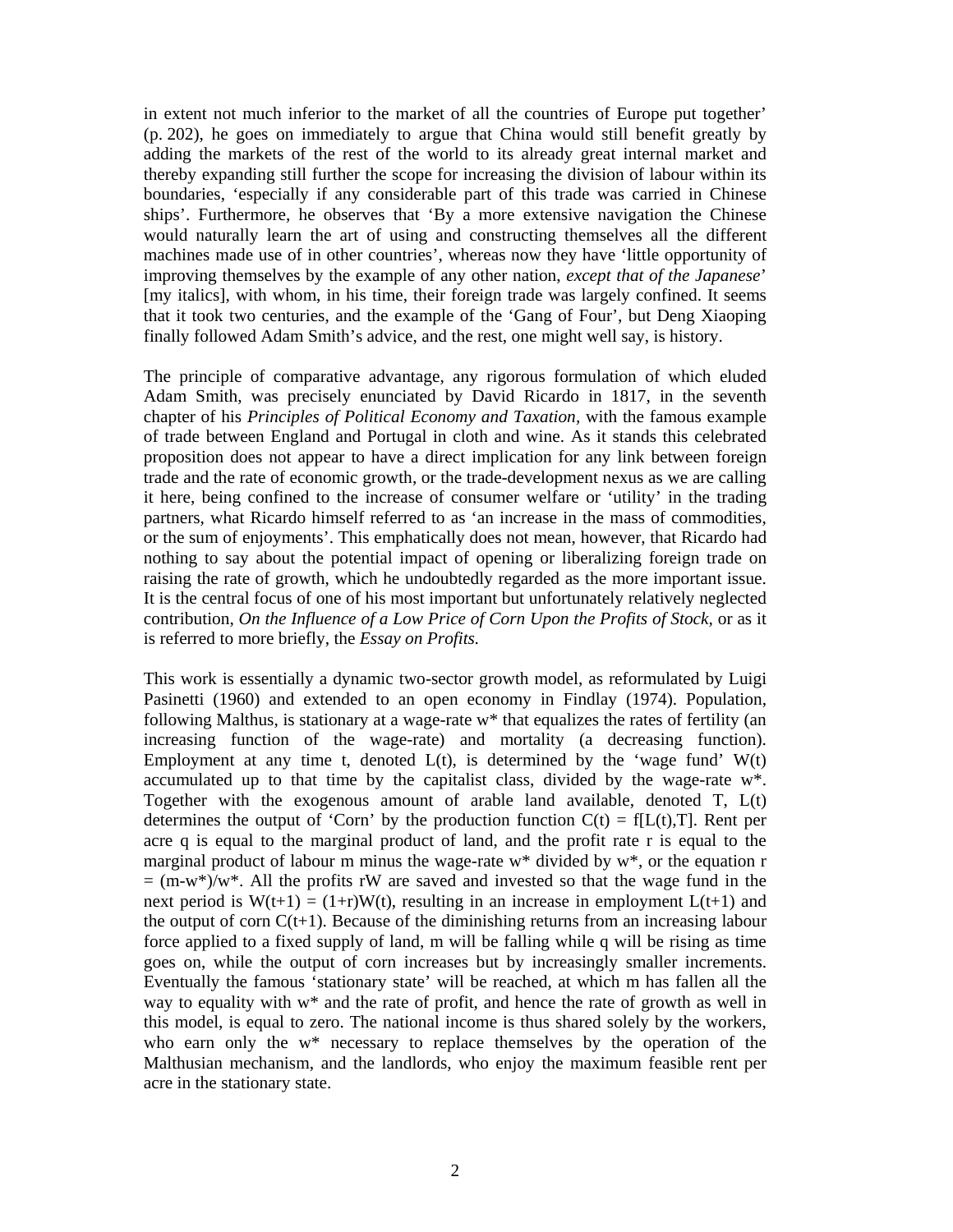in extent not much inferior to the market of all the countries of Europe put together' (p. 202), he goes on immediately to argue that China would still benefit greatly by adding the markets of the rest of the world to its already great internal market and thereby expanding still further the scope for increasing the division of labour within its boundaries, 'especially if any considerable part of this trade was carried in Chinese ships'. Furthermore, he observes that 'By a more extensive navigation the Chinese would naturally learn the art of using and constructing themselves all the different machines made use of in other countries', whereas now they have 'little opportunity of improving themselves by the example of any other nation, *except that of the Japanese*' [my italics], with whom, in his time, their foreign trade was largely confined. It seems that it took two centuries, and the example of the 'Gang of Four', but Deng Xiaoping finally followed Adam Smith's advice, and the rest, one might well say, is history.

The principle of comparative advantage, any rigorous formulation of which eluded Adam Smith, was precisely enunciated by David Ricardo in 1817, in the seventh chapter of his *Principles of Political Economy and Taxation*, with the famous example of trade between England and Portugal in cloth and wine. As it stands this celebrated proposition does not appear to have a direct implication for any link between foreign trade and the rate of economic growth, or the trade-development nexus as we are calling it here, being confined to the increase of consumer welfare or 'utility' in the trading partners, what Ricardo himself referred to as 'an increase in the mass of commodities, or the sum of enjoyments'. This emphatically does not mean, however, that Ricardo had nothing to say about the potential impact of opening or liberalizing foreign trade on raising the rate of growth, which he undoubtedly regarded as the more important issue. It is the central focus of one of his most important but unfortunately relatively neglected contribution, *On the Influence of a Low Price of Corn Upon the Profits of Stock*, or as it is referred to more briefly, the *Essay on Profits.*

This work is essentially a dynamic two-sector growth model, as reformulated by Luigi Pasinetti (1960) and extended to an open economy in Findlay (1974). Population, following Malthus, is stationary at a wage-rate $w^*$ that equalizes the rates of fertility (an increasing function of the wage-rate) and mortality (a decreasing function). Employment at any time t, denoted $L(t)$, is determined by the 'wage fund' $W(t)$ accumulated up to that time by the capitalist class, divided by the wage-rate $w^*$. Together with the exogenous amount of arable land available, denoted T, $L(t)$ determines the output of 'Corn' by the production function $C(t) = f[L(t),T]$. Rent per acre q is equal to the marginal product of land, and the profit rate r is equal to the marginal product of labour m minus the wage-rate $w^*$ divided by $w^*$, or the equation $r = (m-w^*)/w^*$. All the profits rW are saved and invested so that the wage fund in the next period is $W(t+1) = (1+r)W(t)$, resulting in an increase in employment $L(t+1)$ and the output of corn $C(t+1)$. Because of the diminishing returns from an increasing labour force applied to a fixed supply of land, m will be falling while q will be rising as time goes on, while the output of corn increases but by increasingly smaller increments. Eventually the famous 'stationary state' will be reached, at which m has fallen all the way to equality with $w^*$ and the rate of profit, and hence the rate of growth as well in this model, is equal to zero. The national income is thus shared solely by the workers, who earn only the $w^*$ necessary to replace themselves by the operation of the Malthusian mechanism, and the landlords, who enjoy the maximum feasible rent per acre in the stationary state.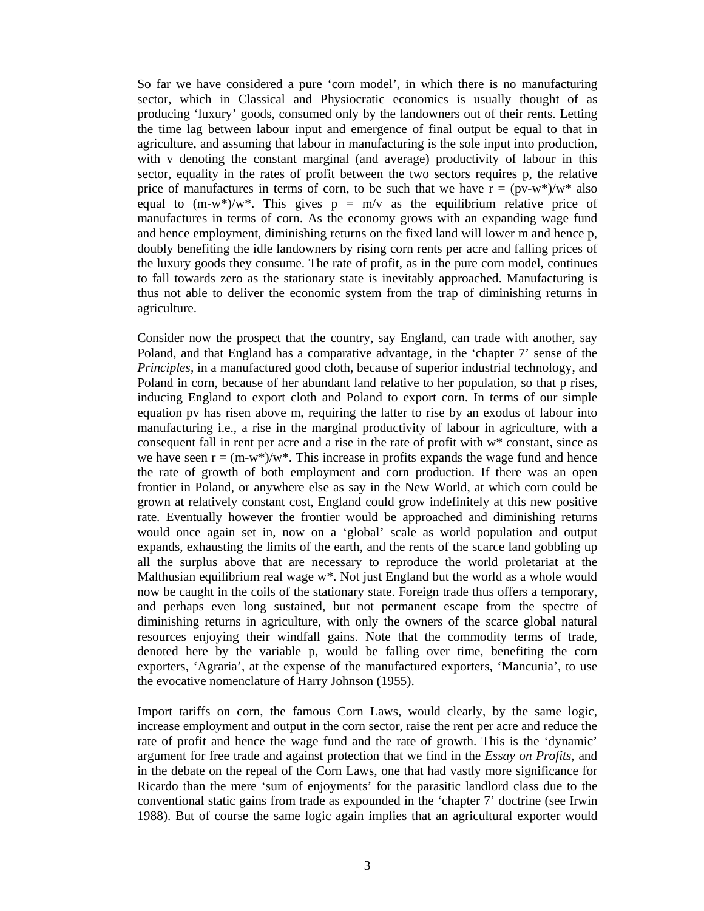So far we have considered a pure 'corn model', in which there is no manufacturing sector, which in Classical and Physiocratic economics is usually thought of as producing 'luxury' goods, consumed only by the landowners out of their rents. Letting the time lag between labour input and emergence of final output be equal to that in agriculture, and assuming that labour in manufacturing is the sole input into production, with v denoting the constant marginal (and average) productivity of labour in this sector, equality in the rates of profit between the two sectors requires p, the relative price of manufactures in terms of corn, to be such that we have $r = (pv-w^*)/w^*$ also equal to $(m-w^*)/w^*$. This gives $p = m/v$ as the equilibrium relative price of manufactures in terms of corn. As the economy grows with an expanding wage fund and hence employment, diminishing returns on the fixed land will lower m and hence p, doubly benefiting the idle landowners by rising corn rents per acre and falling prices of the luxury goods they consume. The rate of profit, as in the pure corn model, continues to fall towards zero as the stationary state is inevitably approached. Manufacturing is thus not able to deliver the economic system from the trap of diminishing returns in agriculture.

Consider now the prospect that the country, say England, can trade with another, say Poland, and that England has a comparative advantage, in the 'chapter 7' sense of the *Principles*, in a manufactured good cloth, because of superior industrial technology, and Poland in corn, because of her abundant land relative to her population, so that p rises, inducing England to export cloth and Poland to export corn. In terms of our simple equation pv has risen above m, requiring the latter to rise by an exodus of labour into manufacturing i.e., a rise in the marginal productivity of labour in agriculture, with a consequent fall in rent per acre and a rise in the rate of profit with $w^*$ constant, since as we have seen $r = (m-w^*)/w^*$. This increase in profits expands the wage fund and hence the rate of growth of both employment and corn production. If there was an open frontier in Poland, or anywhere else as say in the New World, at which corn could be grown at relatively constant cost, England could grow indefinitely at this new positive rate. Eventually however the frontier would be approached and diminishing returns would once again set in, now on a 'global' scale as world population and output expands, exhausting the limits of the earth, and the rents of the scarce land gobbling up all the surplus above that are necessary to reproduce the world proletariat at the Malthusian equilibrium real wage $w^*$. Not just England but the world as a whole would now be caught in the coils of the stationary state. Foreign trade thus offers a temporary, and perhaps even long sustained, but not permanent escape from the spectre of diminishing returns in agriculture, with only the owners of the scarce global natural resources enjoying their windfall gains. Note that the commodity terms of trade, denoted here by the variable p, would be falling over time, benefiting the corn exporters, 'Agraria', at the expense of the manufactured exporters, 'Mancunia', to use the evocative nomenclature of Harry Johnson (1955).

Import tariffs on corn, the famous Corn Laws, would clearly, by the same logic, increase employment and output in the corn sector, raise the rent per acre and reduce the rate of profit and hence the wage fund and the rate of growth. This is the 'dynamic' argument for free trade and against protection that we find in the *Essay on Profits*, and in the debate on the repeal of the Corn Laws, one that had vastly more significance for Ricardo than the mere 'sum of enjoyments' for the parasitic landlord class due to the conventional static gains from trade as expounded in the 'chapter 7' doctrine (see Irwin 1988). But of course the same logic again implies that an agricultural exporter would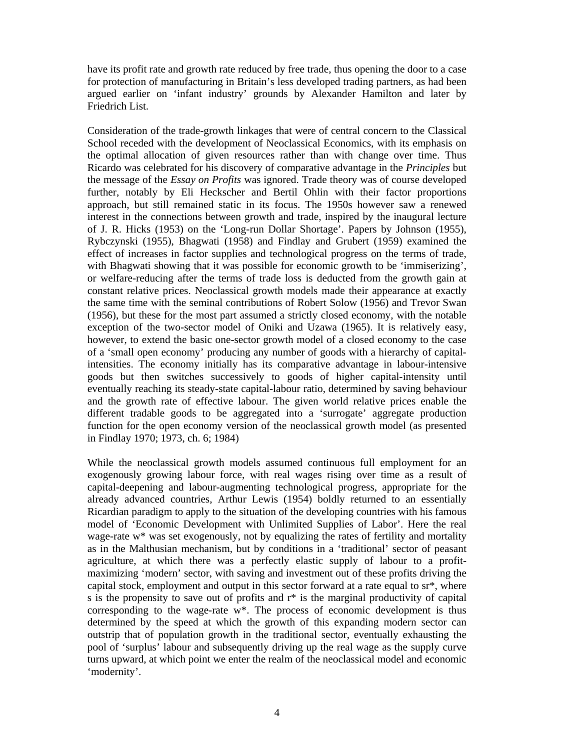have its profit rate and growth rate reduced by free trade, thus opening the door to a case for protection of manufacturing in Britain's less developed trading partners, as had been argued earlier on 'infant industry' grounds by Alexander Hamilton and later by Friedrich List.

Consideration of the trade-growth linkages that were of central concern to the Classical School receded with the development of Neoclassical Economics, with its emphasis on the optimal allocation of given resources rather than with change over time. Thus Ricardo was celebrated for his discovery of comparative advantage in the *Principles* but the message of the *Essay on Profits* was ignored. Trade theory was of course developed further, notably by Eli Heckscher and Bertil Ohlin with their factor proportions approach, but still remained static in its focus. The 1950s however saw a renewed interest in the connections between growth and trade, inspired by the inaugural lecture of J. R. Hicks (1953) on the 'Long-run Dollar Shortage'. Papers by Johnson (1955), Rybczynski (1955), Bhagwati (1958) and Findlay and Grubert (1959) examined the effect of increases in factor supplies and technological progress on the terms of trade, with Bhagwati showing that it was possible for economic growth to be 'immiserizing', or welfare-reducing after the terms of trade loss is deducted from the growth gain at constant relative prices. Neoclassical growth models made their appearance at exactly the same time with the seminal contributions of Robert Solow (1956) and Trevor Swan (1956), but these for the most part assumed a strictly closed economy, with the notable exception of the two-sector model of Oniki and Uzawa (1965). It is relatively easy, however, to extend the basic one-sector growth model of a closed economy to the case of a 'small open economy' producing any number of goods with a hierarchy of capital-intensities. The economy initially has its comparative advantage in labour-intensive goods but then switches successively to goods of higher capital-intensity until eventually reaching its steady-state capital-labour ratio, determined by saving behaviour and the growth rate of effective labour. The given world relative prices enable the different tradable goods to be aggregated into a 'surrogate' aggregate production function for the open economy version of the neoclassical growth model (as presented in Findlay 1970; 1973, ch. 6; 1984)

While the neoclassical growth models assumed continuous full employment for an exogenously growing labour force, with real wages rising over time as a result of capital-deepening and labour-augmenting technological progress, appropriate for the already advanced countries, Arthur Lewis (1954) boldly returned to an essentially Ricardian paradigm to apply to the situation of the developing countries with his famous model of 'Economic Development with Unlimited Supplies of Labor'. Here the real wage-rate $w^*$ was set exogenously, not by equalizing the rates of fertility and mortality as in the Malthusian mechanism, but by conditions in a 'traditional' sector of peasant agriculture, at which there was a perfectly elastic supply of labour to a profit-maximizing 'modern' sector, with saving and investment out of these profits driving the capital stock, employment and output in this sector forward at a rate equal to $sr^*$, where $s$ is the propensity to save out of profits and $r^*$ is the marginal productivity of capital corresponding to the wage-rate $w^*$. The process of economic development is thus determined by the speed at which the growth of this expanding modern sector can outstrip that of population growth in the traditional sector, eventually exhausting the pool of 'surplus' labour and subsequently driving up the real wage as the supply curve turns upward, at which point we enter the realm of the neoclassical model and economic 'modernity'.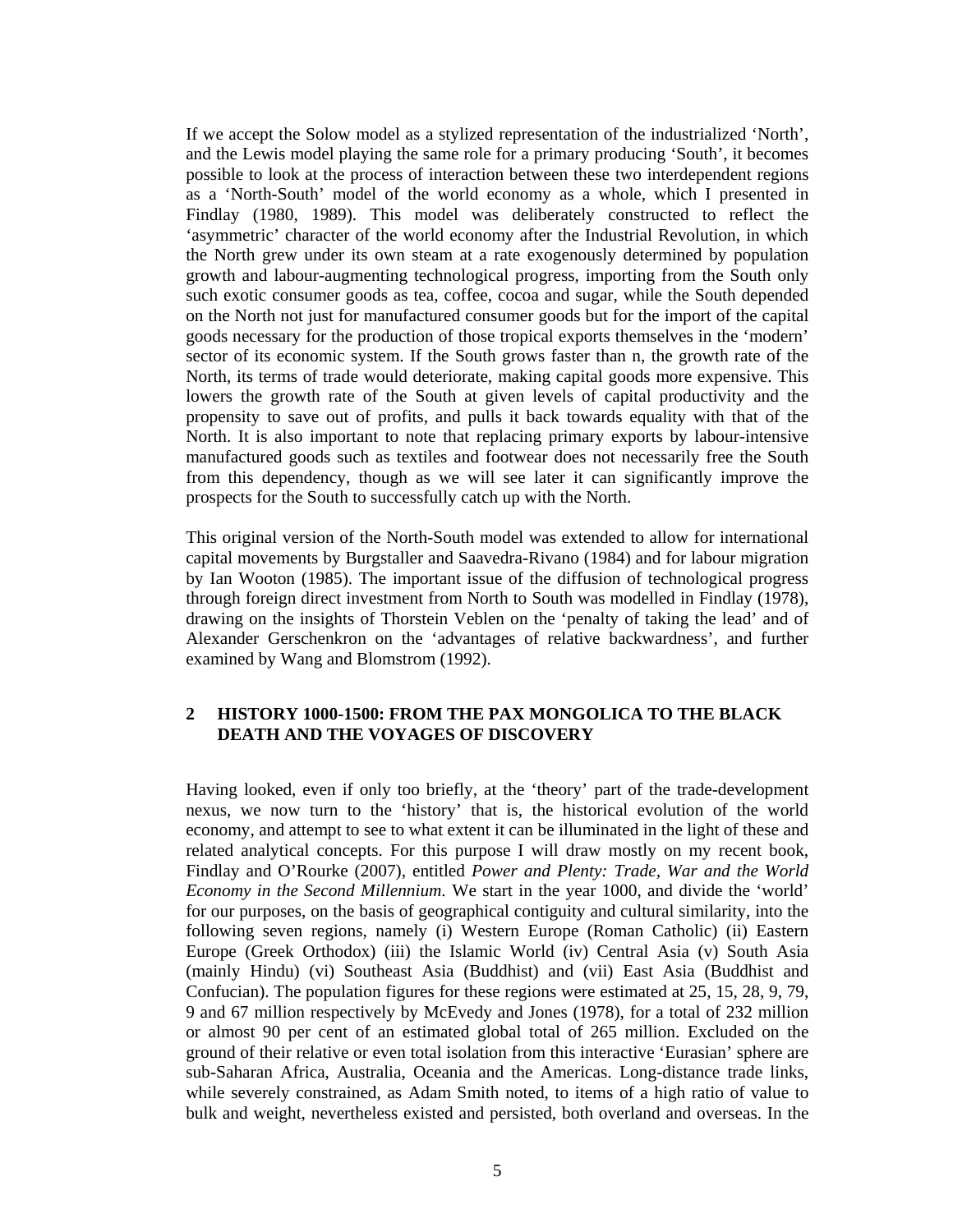If we accept the Solow model as a stylized representation of the industrialized 'North', and the Lewis model playing the same role for a primary producing 'South', it becomes possible to look at the process of interaction between these two interdependent regions as a 'North-South' model of the world economy as a whole, which I presented in Findlay (1980, 1989). This model was deliberately constructed to reflect the 'asymmetric' character of the world economy after the Industrial Revolution, in which the North grew under its own steam at a rate exogenously determined by population growth and labour-augmenting technological progress, importing from the South only such exotic consumer goods as tea, coffee, cocoa and sugar, while the South depended on the North not just for manufactured consumer goods but for the import of the capital goods necessary for the production of those tropical exports themselves in the 'modern' sector of its economic system. If the South grows faster than n, the growth rate of the North, its terms of trade would deteriorate, making capital goods more expensive. This lowers the growth rate of the South at given levels of capital productivity and the propensity to save out of profits, and pulls it back towards equality with that of the North. It is also important to note that replacing primary exports by labour-intensive manufactured goods such as textiles and footwear does not necessarily free the South from this dependency, though as we will see later it can significantly improve the prospects for the South to successfully catch up with the North.

This original version of the North-South model was extended to allow for international capital movements by Burgstaller and Saavedra-Rivano (1984) and for labour migration by Ian Wooton (1985). The important issue of the diffusion of technological progress through foreign direct investment from North to South was modelled in Findlay (1978), drawing on the insights of Thorstein Veblen on the 'penalty of taking the lead' and of Alexander Gerschenkron on the 'advantages of relative backwardness', and further examined by Wang and Blomstrom (1992).

## 2 HISTORY 1000-1500: FROM THE PAX MONGOLICA TO THE BLACK DEATH AND THE VOYAGES OF DISCOVERY

Having looked, even if only too briefly, at the 'theory' part of the trade-development nexus, we now turn to the 'history' that is, the historical evolution of the world economy, and attempt to see to what extent it can be illuminated in the light of these and related analytical concepts. For this purpose I will draw mostly on my recent book, Findlay and O'Rourke (2007), entitled *Power and Plenty: Trade, War and the World Economy in the Second Millennium*. We start in the year 1000, and divide the 'world' for our purposes, on the basis of geographical contiguity and cultural similarity, into the following seven regions, namely (i) Western Europe (Roman Catholic) (ii) Eastern Europe (Greek Orthodox) (iii) the Islamic World (iv) Central Asia (v) South Asia (mainly Hindu) (vi) Southeast Asia (Buddhist) and (vii) East Asia (Buddhist and Confucian). The population figures for these regions were estimated at 25, 15, 28, 9, 79, 9 and 67 million respectively by McEvedy and Jones (1978), for a total of 232 million or almost 90 per cent of an estimated global total of 265 million. Excluded on the ground of their relative or even total isolation from this interactive 'Eurasian' sphere are sub-Saharan Africa, Australia, Oceania and the Americas. Long-distance trade links, while severely constrained, as Adam Smith noted, to items of a high ratio of value to bulk and weight, nevertheless existed and persisted, both overland and overseas. In the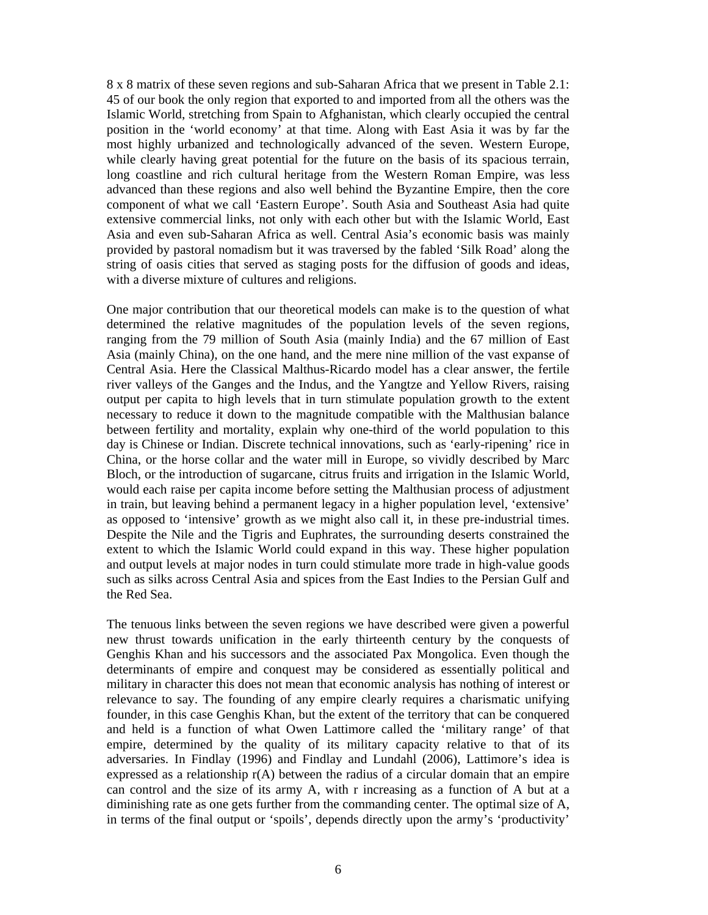8 x 8 matrix of these seven regions and sub-Saharan Africa that we present in Table 2.1: 45 of our book the only region that exported to and imported from all the others was the Islamic World, stretching from Spain to Afghanistan, which clearly occupied the central position in the 'world economy' at that time. Along with East Asia it was by far the most highly urbanized and technologically advanced of the seven. Western Europe, while clearly having great potential for the future on the basis of its spacious terrain, long coastline and rich cultural heritage from the Western Roman Empire, was less advanced than these regions and also well behind the Byzantine Empire, then the core component of what we call 'Eastern Europe'. South Asia and Southeast Asia had quite extensive commercial links, not only with each other but with the Islamic World, East Asia and even sub-Saharan Africa as well. Central Asia's economic basis was mainly provided by pastoral nomadism but it was traversed by the fabled 'Silk Road' along the string of oasis cities that served as staging posts for the diffusion of goods and ideas, with a diverse mixture of cultures and religions.

One major contribution that our theoretical models can make is to the question of what determined the relative magnitudes of the population levels of the seven regions, ranging from the 79 million of South Asia (mainly India) and the 67 million of East Asia (mainly China), on the one hand, and the mere nine million of the vast expanse of Central Asia. Here the Classical Malthus-Ricardo model has a clear answer, the fertile river valleys of the Ganges and the Indus, and the Yangtze and Yellow Rivers, raising output per capita to high levels that in turn stimulate population growth to the extent necessary to reduce it down to the magnitude compatible with the Malthusian balance between fertility and mortality, explain why one-third of the world population to this day is Chinese or Indian. Discrete technical innovations, such as 'early-ripening' rice in China, or the horse collar and the water mill in Europe, so vividly described by Marc Bloch, or the introduction of sugarcane, citrus fruits and irrigation in the Islamic World, would each raise per capita income before setting the Malthusian process of adjustment in train, but leaving behind a permanent legacy in a higher population level, 'extensive' as opposed to 'intensive' growth as we might also call it, in these pre-industrial times. Despite the Nile and the Tigris and Euphrates, the surrounding deserts constrained the extent to which the Islamic World could expand in this way. These higher population and output levels at major nodes in turn could stimulate more trade in high-value goods such as silks across Central Asia and spices from the East Indies to the Persian Gulf and the Red Sea.

The tenuous links between the seven regions we have described were given a powerful new thrust towards unification in the early thirteenth century by the conquests of Genghis Khan and his successors and the associated Pax Mongolica. Even though the determinants of empire and conquest may be considered as essentially political and military in character this does not mean that economic analysis has nothing of interest or relevance to say. The founding of any empire clearly requires a charismatic unifying founder, in this case Genghis Khan, but the extent of the territory that can be conquered and held is a function of what Owen Lattimore called the 'military range' of that empire, determined by the quality of its military capacity relative to that of its adversaries. In Findlay (1996) and Findlay and Lundahl (2006), Lattimore's idea is expressed as a relationship $r(A)$ between the radius of a circular domain that an empire can control and the size of its army A, with r increasing as a function of A but at a diminishing rate as one gets further from the commanding center. The optimal size of A, in terms of the final output or 'spoils', depends directly upon the army's 'productivity'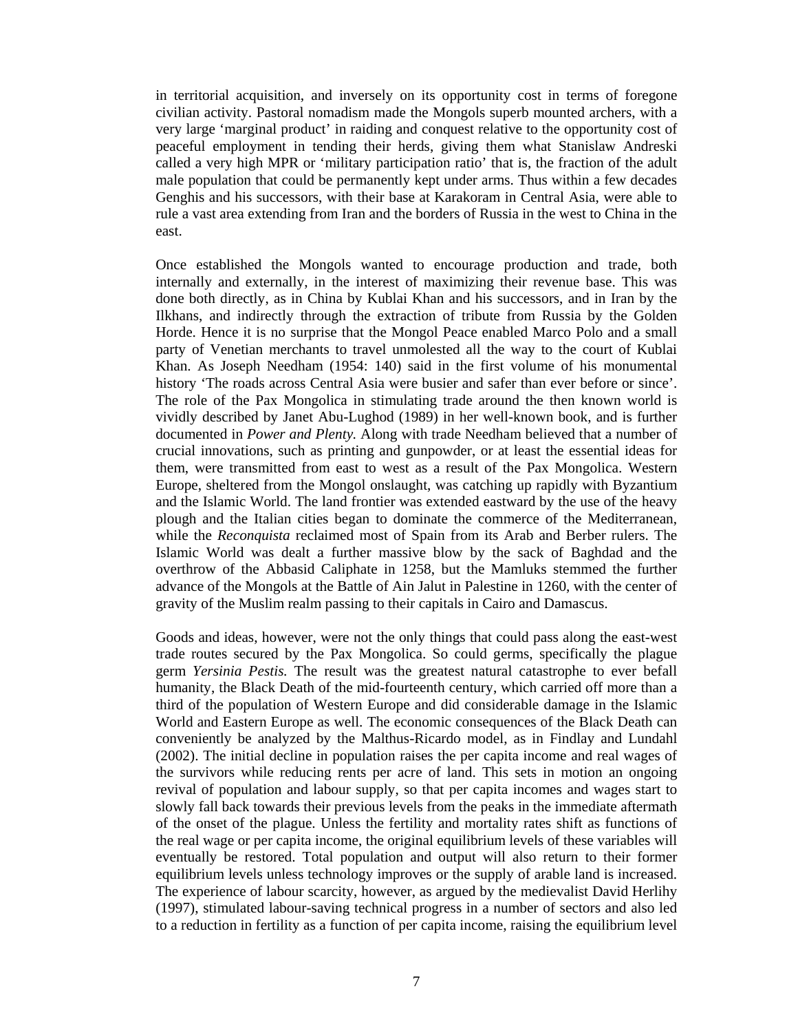in territorial acquisition, and inversely on its opportunity cost in terms of foregone civilian activity. Pastoral nomadism made the Mongols superb mounted archers, with a very large 'marginal product' in raiding and conquest relative to the opportunity cost of peaceful employment in tending their herds, giving them what Stanislaw Andreski called a very high MPR or 'military participation ratio' that is, the fraction of the adult male population that could be permanently kept under arms. Thus within a few decades Genghis and his successors, with their base at Karakoram in Central Asia, were able to rule a vast area extending from Iran and the borders of Russia in the west to China in the east.

Once established the Mongols wanted to encourage production and trade, both internally and externally, in the interest of maximizing their revenue base. This was done both directly, as in China by Kublai Khan and his successors, and in Iran by the Ilkhans, and indirectly through the extraction of tribute from Russia by the Golden Horde. Hence it is no surprise that the Mongol Peace enabled Marco Polo and a small party of Venetian merchants to travel unmolested all the way to the court of Kublai Khan. As Joseph Needham (1954: 140) said in the first volume of his monumental history 'The roads across Central Asia were busier and safer than ever before or since'. The role of the Pax Mongolica in stimulating trade around the then known world is vividly described by Janet Abu-Lughod (1989) in her well-known book, and is further documented in *Power and Plenty.* Along with trade Needham believed that a number of crucial innovations, such as printing and gunpowder, or at least the essential ideas for them, were transmitted from east to west as a result of the Pax Mongolica. Western Europe, sheltered from the Mongol onslaught, was catching up rapidly with Byzantium and the Islamic World. The land frontier was extended eastward by the use of the heavy plough and the Italian cities began to dominate the commerce of the Mediterranean, while the *Reconquista* reclaimed most of Spain from its Arab and Berber rulers. The Islamic World was dealt a further massive blow by the sack of Baghdad and the overthrow of the Abbasid Caliphate in 1258, but the Mamluks stemmed the further advance of the Mongols at the Battle of Ain Jalut in Palestine in 1260, with the center of gravity of the Muslim realm passing to their capitals in Cairo and Damascus.

Goods and ideas, however, were not the only things that could pass along the east-west trade routes secured by the Pax Mongolica. So could germs, specifically the plague germ *Yersinia Pestis.* The result was the greatest natural catastrophe to ever befall humanity, the Black Death of the mid-fourteenth century, which carried off more than a third of the population of Western Europe and did considerable damage in the Islamic World and Eastern Europe as well. The economic consequences of the Black Death can conveniently be analyzed by the Malthus-Ricardo model, as in Findlay and Lundahl (2002). The initial decline in population raises the per capita income and real wages of the survivors while reducing rents per acre of land. This sets in motion an ongoing revival of population and labour supply, so that per capita incomes and wages start to slowly fall back towards their previous levels from the peaks in the immediate aftermath of the onset of the plague. Unless the fertility and mortality rates shift as functions of the real wage or per capita income, the original equilibrium levels of these variables will eventually be restored. Total population and output will also return to their former equilibrium levels unless technology improves or the supply of arable land is increased. The experience of labour scarcity, however, as argued by the medievalist David Herlihy (1997), stimulated labour-saving technical progress in a number of sectors and also led to a reduction in fertility as a function of per capita income, raising the equilibrium level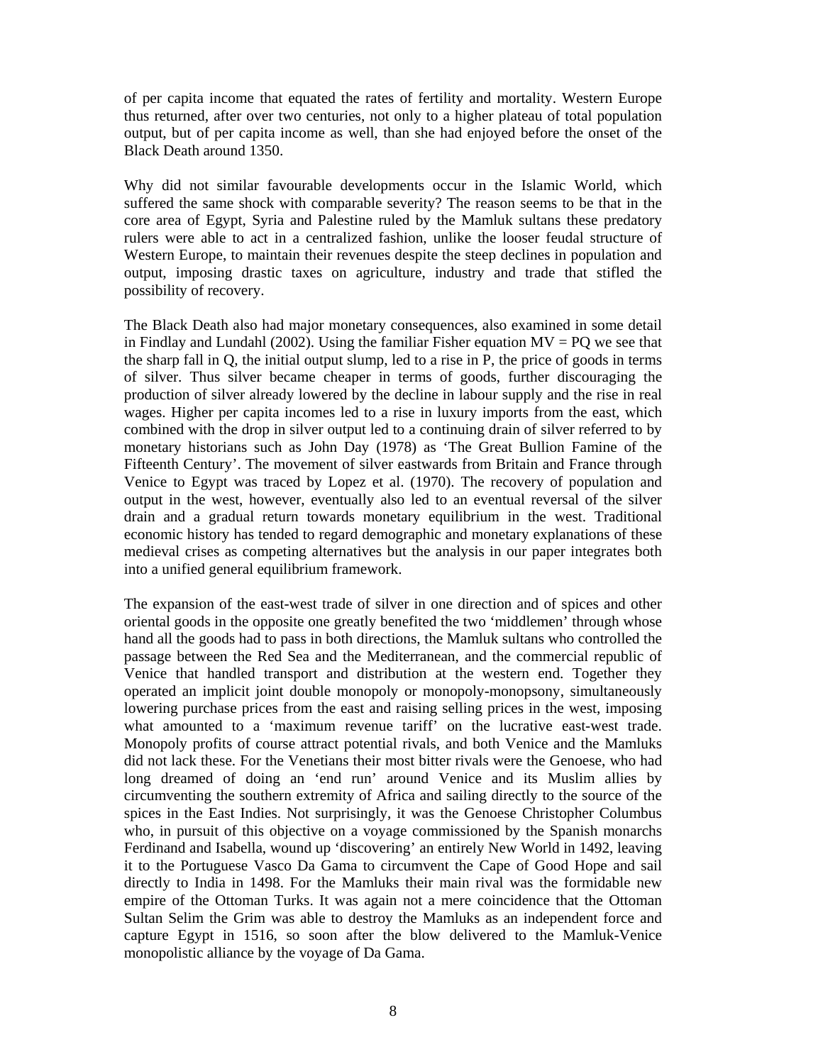of per capita income that equated the rates of fertility and mortality. Western Europe thus returned, after over two centuries, not only to a higher plateau of total population output, but of per capita income as well, than she had enjoyed before the onset of the Black Death around 1350.

Why did not similar favourable developments occur in the Islamic World, which suffered the same shock with comparable severity? The reason seems to be that in the core area of Egypt, Syria and Palestine ruled by the Mamluk sultans these predatory rulers were able to act in a centralized fashion, unlike the looser feudal structure of Western Europe, to maintain their revenues despite the steep declines in population and output, imposing drastic taxes on agriculture, industry and trade that stifled the possibility of recovery.

The Black Death also had major monetary consequences, also examined in some detail in Findlay and Lundahl (2002). Using the familiar Fisher equation $MV = PQ$ we see that the sharp fall in Q, the initial output slump, led to a rise in P, the price of goods in terms of silver. Thus silver became cheaper in terms of goods, further discouraging the production of silver already lowered by the decline in labour supply and the rise in real wages. Higher per capita incomes led to a rise in luxury imports from the east, which combined with the drop in silver output led to a continuing drain of silver referred to by monetary historians such as John Day (1978) as 'The Great Bullion Famine of the Fifteenth Century'. The movement of silver eastwards from Britain and France through Venice to Egypt was traced by Lopez et al. (1970). The recovery of population and output in the west, however, eventually also led to an eventual reversal of the silver drain and a gradual return towards monetary equilibrium in the west. Traditional economic history has tended to regard demographic and monetary explanations of these medieval crises as competing alternatives but the analysis in our paper integrates both into a unified general equilibrium framework.

The expansion of the east-west trade of silver in one direction and of spices and other oriental goods in the opposite one greatly benefited the two 'middlemen' through whose hand all the goods had to pass in both directions, the Mamluk sultans who controlled the passage between the Red Sea and the Mediterranean, and the commercial republic of Venice that handled transport and distribution at the western end. Together they operated an implicit joint double monopoly or monopoly-monopsony, simultaneously lowering purchase prices from the east and raising selling prices in the west, imposing what amounted to a 'maximum revenue tariff' on the lucrative east-west trade. Monopoly profits of course attract potential rivals, and both Venice and the Mamluks did not lack these. For the Venetians their most bitter rivals were the Genoese, who had long dreamed of doing an 'end run' around Venice and its Muslim allies by circumventing the southern extremity of Africa and sailing directly to the source of the spices in the East Indies. Not surprisingly, it was the Genoese Christopher Columbus who, in pursuit of this objective on a voyage commissioned by the Spanish monarchs Ferdinand and Isabella, wound up 'discovering' an entirely New World in 1492, leaving it to the Portuguese Vasco Da Gama to circumvent the Cape of Good Hope and sail directly to India in 1498. For the Mamluks their main rival was the formidable new empire of the Ottoman Turks. It was again not a mere coincidence that the Ottoman Sultan Selim the Grim was able to destroy the Mamluks as an independent force and capture Egypt in 1516, so soon after the blow delivered to the Mamluk-Venice monopolistic alliance by the voyage of Da Gama.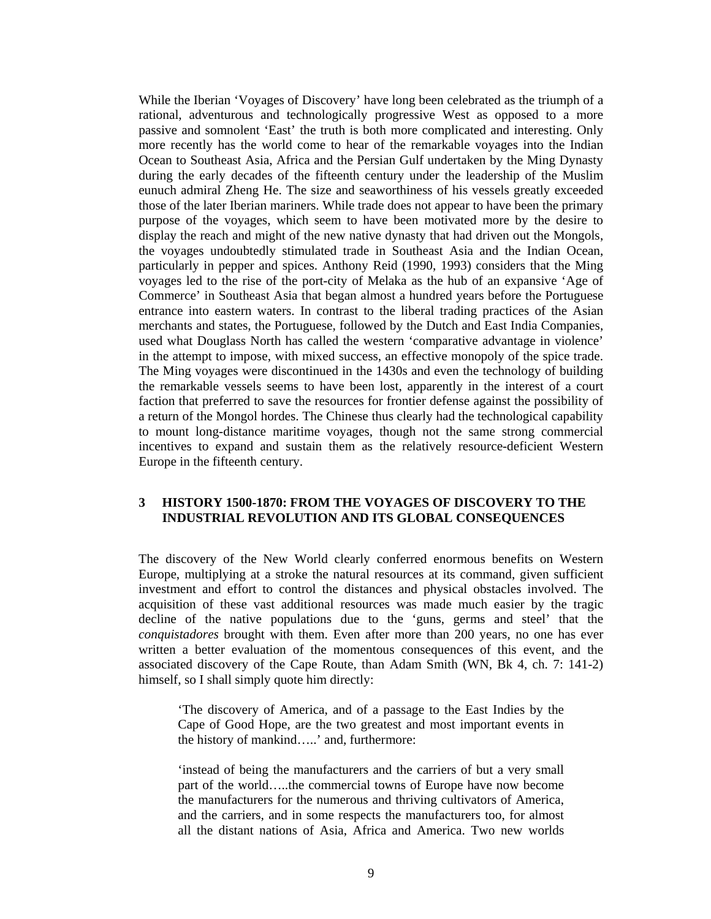While the Iberian 'Voyages of Discovery' have long been celebrated as the triumph of a rational, adventurous and technologically progressive West as opposed to a more passive and somnolent 'East' the truth is both more complicated and interesting. Only more recently has the world come to hear of the remarkable voyages into the Indian Ocean to Southeast Asia, Africa and the Persian Gulf undertaken by the Ming Dynasty during the early decades of the fifteenth century under the leadership of the Muslim eunuch admiral Zheng He. The size and seaworthiness of his vessels greatly exceeded those of the later Iberian mariners. While trade does not appear to have been the primary purpose of the voyages, which seem to have been motivated more by the desire to display the reach and might of the new native dynasty that had driven out the Mongols, the voyages undoubtedly stimulated trade in Southeast Asia and the Indian Ocean, particularly in pepper and spices. Anthony Reid (1990, 1993) considers that the Ming voyages led to the rise of the port-city of Melaka as the hub of an expansive 'Age of Commerce' in Southeast Asia that began almost a hundred years before the Portuguese entrance into eastern waters. In contrast to the liberal trading practices of the Asian merchants and states, the Portuguese, followed by the Dutch and East India Companies, used what Douglass North has called the western 'comparative advantage in violence' in the attempt to impose, with mixed success, an effective monopoly of the spice trade. The Ming voyages were discontinued in the 1430s and even the technology of building the remarkable vessels seems to have been lost, apparently in the interest of a court faction that preferred to save the resources for frontier defense against the possibility of a return of the Mongol hordes. The Chinese thus clearly had the technological capability to mount long-distance maritime voyages, though not the same strong commercial incentives to expand and sustain them as the relatively resource-deficient Western Europe in the fifteenth century.

## 3 HISTORY 1500-1870: FROM THE VOYAGES OF DISCOVERY TO THE INDUSTRIAL REVOLUTION AND ITS GLOBAL CONSEQUENCES

The discovery of the New World clearly conferred enormous benefits on Western Europe, multiplying at a stroke the natural resources at its command, given sufficient investment and effort to control the distances and physical obstacles involved. The acquisition of these vast additional resources was made much easier by the tragic decline of the native populations due to the 'guns, germs and steel' that the *conquistadores* brought with them. Even after more than 200 years, no one has ever written a better evaluation of the momentous consequences of this event, and the associated discovery of the Cape Route, than Adam Smith (WN, Bk 4, ch. 7: 141-2) himself, so I shall simply quote him directly:

> 'The discovery of America, and of a passage to the East Indies by the Cape of Good Hope, are the two greatest and most important events in the history of mankind…..' and, furthermore:
>
> 'instead of being the manufacturers and the carriers of but a very small part of the world…..the commercial towns of Europe have now become the manufacturers for the numerous and thriving cultivators of America, and the carriers, and in some respects the manufacturers too, for almost all the distant nations of Asia, Africa and America. Two new worlds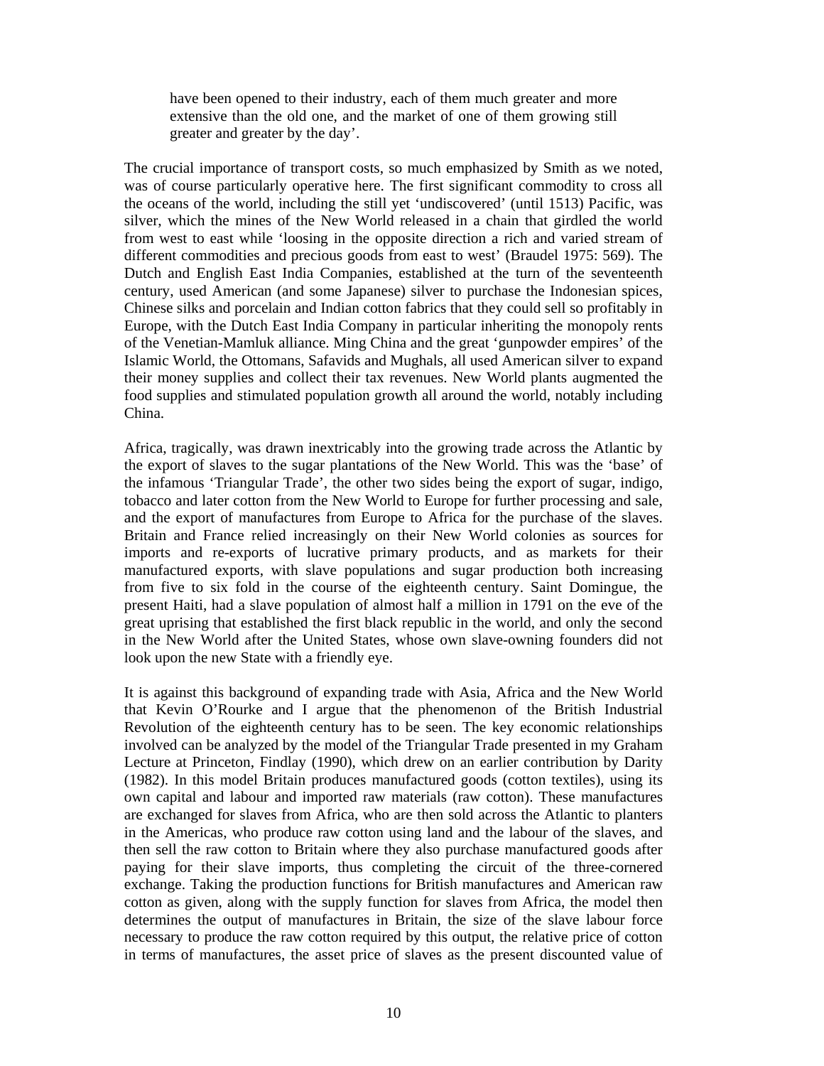> have been opened to their industry, each of them much greater and more extensive than the old one, and the market of one of them growing still greater and greater by the day'.

The crucial importance of transport costs, so much emphasized by Smith as we noted, was of course particularly operative here. The first significant commodity to cross all the oceans of the world, including the still yet 'undiscovered' (until 1513) Pacific, was silver, which the mines of the New World released in a chain that girdled the world from west to east while 'loosing in the opposite direction a rich and varied stream of different commodities and precious goods from east to west' (Braudel 1975: 569). The Dutch and English East India Companies, established at the turn of the seventeenth century, used American (and some Japanese) silver to purchase the Indonesian spices, Chinese silks and porcelain and Indian cotton fabrics that they could sell so profitably in Europe, with the Dutch East India Company in particular inheriting the monopoly rents of the Venetian-Mamluk alliance. Ming China and the great 'gunpowder empires' of the Islamic World, the Ottomans, Safavids and Mughals, all used American silver to expand their money supplies and collect their tax revenues. New World plants augmented the food supplies and stimulated population growth all around the world, notably including China.

Africa, tragically, was drawn inextricably into the growing trade across the Atlantic by the export of slaves to the sugar plantations of the New World. This was the 'base' of the infamous 'Triangular Trade', the other two sides being the export of sugar, indigo, tobacco and later cotton from the New World to Europe for further processing and sale, and the export of manufactures from Europe to Africa for the purchase of the slaves. Britain and France relied increasingly on their New World colonies as sources for imports and re-exports of lucrative primary products, and as markets for their manufactured exports, with slave populations and sugar production both increasing from five to six fold in the course of the eighteenth century. Saint Domingue, the present Haiti, had a slave population of almost half a million in 1791 on the eve of the great uprising that established the first black republic in the world, and only the second in the New World after the United States, whose own slave-owning founders did not look upon the new State with a friendly eye.

It is against this background of expanding trade with Asia, Africa and the New World that Kevin O'Rourke and I argue that the phenomenon of the British Industrial Revolution of the eighteenth century has to be seen. The key economic relationships involved can be analyzed by the model of the Triangular Trade presented in my Graham Lecture at Princeton, Findlay (1990), which drew on an earlier contribution by Darity (1982). In this model Britain produces manufactured goods (cotton textiles), using its own capital and labour and imported raw materials (raw cotton). These manufactures are exchanged for slaves from Africa, who are then sold across the Atlantic to planters in the Americas, who produce raw cotton using land and the labour of the slaves, and then sell the raw cotton to Britain where they also purchase manufactured goods after paying for their slave imports, thus completing the circuit of the three-cornered exchange. Taking the production functions for British manufactures and American raw cotton as given, along with the supply function for slaves from Africa, the model then determines the output of manufactures in Britain, the size of the slave labour force necessary to produce the raw cotton required by this output, the relative price of cotton in terms of manufactures, the asset price of slaves as the present discounted value of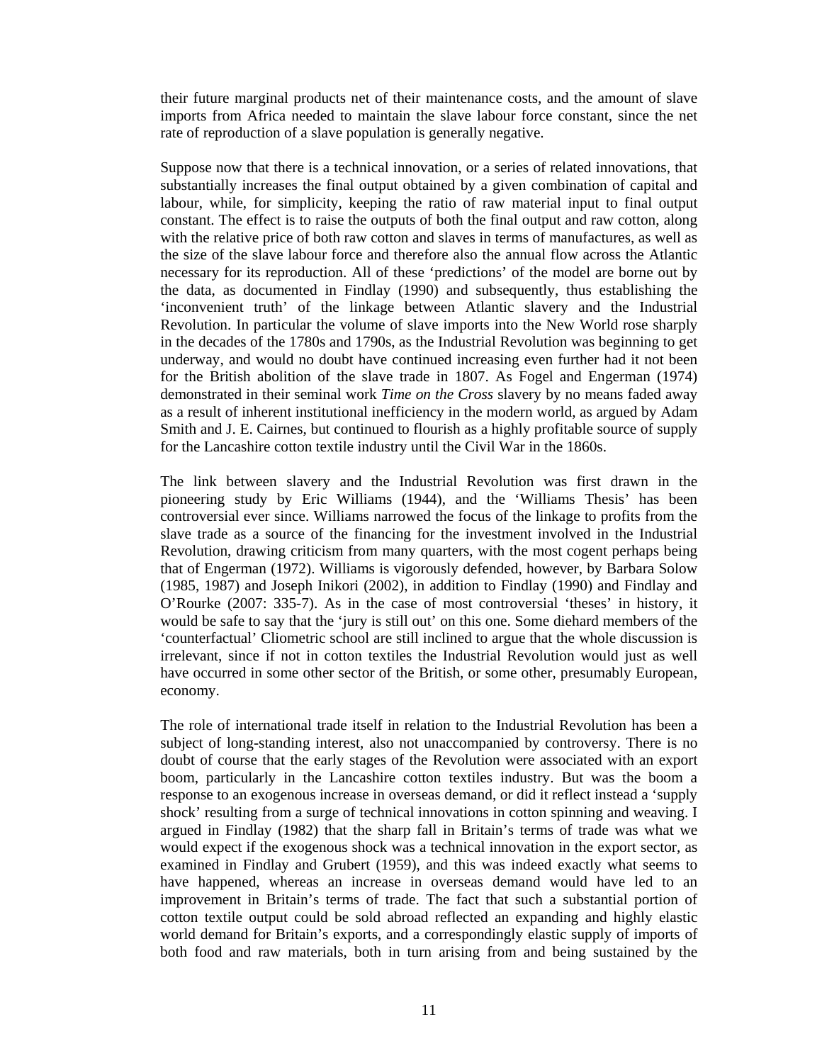their future marginal products net of their maintenance costs, and the amount of slave imports from Africa needed to maintain the slave labour force constant, since the net rate of reproduction of a slave population is generally negative.

Suppose now that there is a technical innovation, or a series of related innovations, that substantially increases the final output obtained by a given combination of capital and labour, while, for simplicity, keeping the ratio of raw material input to final output constant. The effect is to raise the outputs of both the final output and raw cotton, along with the relative price of both raw cotton and slaves in terms of manufactures, as well as the size of the slave labour force and therefore also the annual flow across the Atlantic necessary for its reproduction. All of these 'predictions' of the model are borne out by the data, as documented in Findlay (1990) and subsequently, thus establishing the 'inconvenient truth' of the linkage between Atlantic slavery and the Industrial Revolution. In particular the volume of slave imports into the New World rose sharply in the decades of the 1780s and 1790s, as the Industrial Revolution was beginning to get underway, and would no doubt have continued increasing even further had it not been for the British abolition of the slave trade in 1807. As Fogel and Engerman (1974) demonstrated in their seminal work *Time on the Cross* slavery by no means faded away as a result of inherent institutional inefficiency in the modern world, as argued by Adam Smith and J. E. Cairnes, but continued to flourish as a highly profitable source of supply for the Lancashire cotton textile industry until the Civil War in the 1860s.

The link between slavery and the Industrial Revolution was first drawn in the pioneering study by Eric Williams (1944), and the 'Williams Thesis' has been controversial ever since. Williams narrowed the focus of the linkage to profits from the slave trade as a source of the financing for the investment involved in the Industrial Revolution, drawing criticism from many quarters, with the most cogent perhaps being that of Engerman (1972). Williams is vigorously defended, however, by Barbara Solow (1985, 1987) and Joseph Inikori (2002), in addition to Findlay (1990) and Findlay and O'Rourke (2007: 335-7). As in the case of most controversial 'theses' in history, it would be safe to say that the 'jury is still out' on this one. Some diehard members of the 'counterfactual' Cliometric school are still inclined to argue that the whole discussion is irrelevant, since if not in cotton textiles the Industrial Revolution would just as well have occurred in some other sector of the British, or some other, presumably European, economy.

The role of international trade itself in relation to the Industrial Revolution has been a subject of long-standing interest, also not unaccompanied by controversy. There is no doubt of course that the early stages of the Revolution were associated with an export boom, particularly in the Lancashire cotton textiles industry. But was the boom a response to an exogenous increase in overseas demand, or did it reflect instead a 'supply shock' resulting from a surge of technical innovations in cotton spinning and weaving. I argued in Findlay (1982) that the sharp fall in Britain's terms of trade was what we would expect if the exogenous shock was a technical innovation in the export sector, as examined in Findlay and Grubert (1959), and this was indeed exactly what seems to have happened, whereas an increase in overseas demand would have led to an improvement in Britain's terms of trade. The fact that such a substantial portion of cotton textile output could be sold abroad reflected an expanding and highly elastic world demand for Britain's exports, and a correspondingly elastic supply of imports of both food and raw materials, both in turn arising from and being sustained by the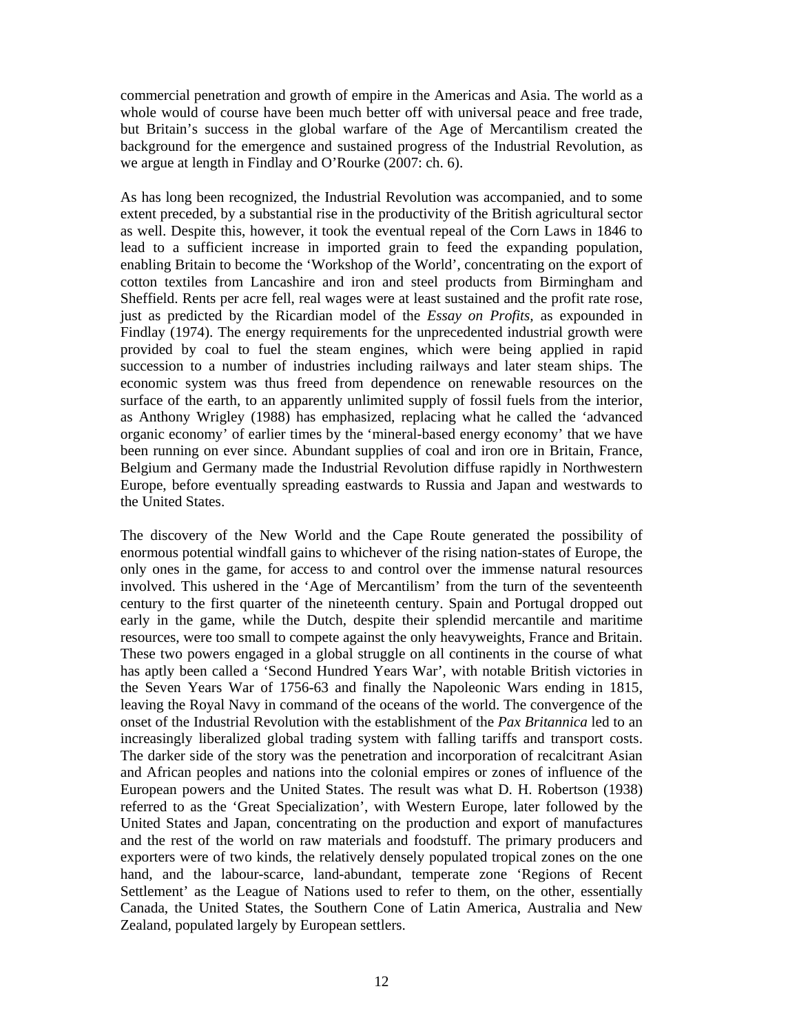commercial penetration and growth of empire in the Americas and Asia. The world as a whole would of course have been much better off with universal peace and free trade, but Britain's success in the global warfare of the Age of Mercantilism created the background for the emergence and sustained progress of the Industrial Revolution, as we argue at length in Findlay and O'Rourke (2007: ch. 6).

As has long been recognized, the Industrial Revolution was accompanied, and to some extent preceded, by a substantial rise in the productivity of the British agricultural sector as well. Despite this, however, it took the eventual repeal of the Corn Laws in 1846 to lead to a sufficient increase in imported grain to feed the expanding population, enabling Britain to become the 'Workshop of the World', concentrating on the export of cotton textiles from Lancashire and iron and steel products from Birmingham and Sheffield. Rents per acre fell, real wages were at least sustained and the profit rate rose, just as predicted by the Ricardian model of the *Essay on Profits*, as expounded in Findlay (1974). The energy requirements for the unprecedented industrial growth were provided by coal to fuel the steam engines, which were being applied in rapid succession to a number of industries including railways and later steam ships. The economic system was thus freed from dependence on renewable resources on the surface of the earth, to an apparently unlimited supply of fossil fuels from the interior, as Anthony Wrigley (1988) has emphasized, replacing what he called the 'advanced organic economy' of earlier times by the 'mineral-based energy economy' that we have been running on ever since. Abundant supplies of coal and iron ore in Britain, France, Belgium and Germany made the Industrial Revolution diffuse rapidly in Northwestern Europe, before eventually spreading eastwards to Russia and Japan and westwards to the United States.

The discovery of the New World and the Cape Route generated the possibility of enormous potential windfall gains to whichever of the rising nation-states of Europe, the only ones in the game, for access to and control over the immense natural resources involved. This ushered in the 'Age of Mercantilism' from the turn of the seventeenth century to the first quarter of the nineteenth century. Spain and Portugal dropped out early in the game, while the Dutch, despite their splendid mercantile and maritime resources, were too small to compete against the only heavyweights, France and Britain. These two powers engaged in a global struggle on all continents in the course of what has aptly been called a 'Second Hundred Years War', with notable British victories in the Seven Years War of 1756-63 and finally the Napoleonic Wars ending in 1815, leaving the Royal Navy in command of the oceans of the world. The convergence of the onset of the Industrial Revolution with the establishment of the *Pax Britannica* led to an increasingly liberalized global trading system with falling tariffs and transport costs. The darker side of the story was the penetration and incorporation of recalcitrant Asian and African peoples and nations into the colonial empires or zones of influence of the European powers and the United States. The result was what D. H. Robertson (1938) referred to as the 'Great Specialization', with Western Europe, later followed by the United States and Japan, concentrating on the production and export of manufactures and the rest of the world on raw materials and foodstuff. The primary producers and exporters were of two kinds, the relatively densely populated tropical zones on the one hand, and the labour-scarce, land-abundant, temperate zone 'Regions of Recent Settlement' as the League of Nations used to refer to them, on the other, essentially Canada, the United States, the Southern Cone of Latin America, Australia and New Zealand, populated largely by European settlers.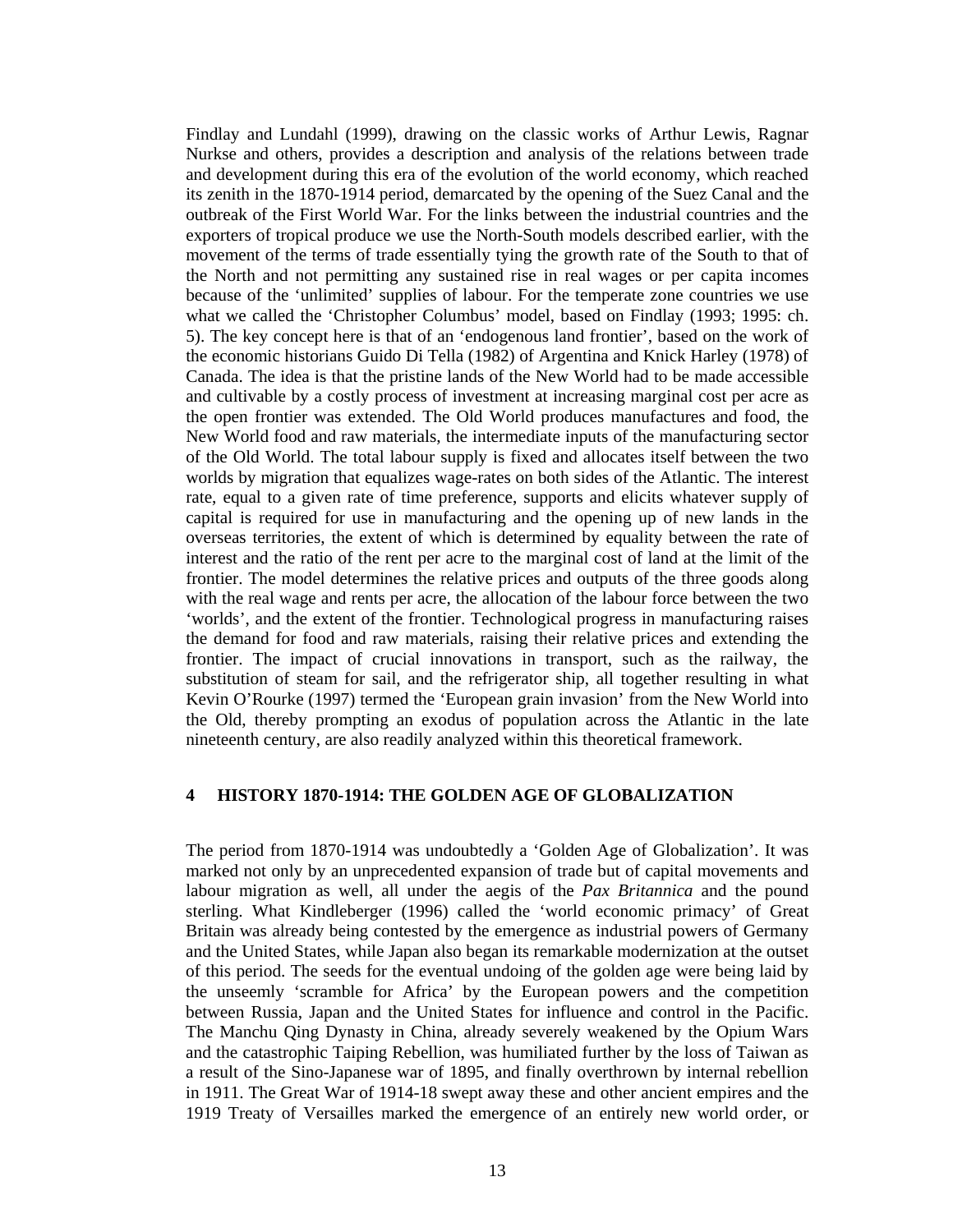Findlay and Lundahl (1999), drawing on the classic works of Arthur Lewis, Ragnar Nurkse and others, provides a description and analysis of the relations between trade and development during this era of the evolution of the world economy, which reached its zenith in the 1870-1914 period, demarcated by the opening of the Suez Canal and the outbreak of the First World War. For the links between the industrial countries and the exporters of tropical produce we use the North-South models described earlier, with the movement of the terms of trade essentially tying the growth rate of the South to that of the North and not permitting any sustained rise in real wages or per capita incomes because of the 'unlimited' supplies of labour. For the temperate zone countries we use what we called the 'Christopher Columbus' model, based on Findlay (1993; 1995: ch. 5). The key concept here is that of an 'endogenous land frontier', based on the work of the economic historians Guido Di Tella (1982) of Argentina and Knick Harley (1978) of Canada. The idea is that the pristine lands of the New World had to be made accessible and cultivable by a costly process of investment at increasing marginal cost per acre as the open frontier was extended. The Old World produces manufactures and food, the New World food and raw materials, the intermediate inputs of the manufacturing sector of the Old World. The total labour supply is fixed and allocates itself between the two worlds by migration that equalizes wage-rates on both sides of the Atlantic. The interest rate, equal to a given rate of time preference, supports and elicits whatever supply of capital is required for use in manufacturing and the opening up of new lands in the overseas territories, the extent of which is determined by equality between the rate of interest and the ratio of the rent per acre to the marginal cost of land at the limit of the frontier. The model determines the relative prices and outputs of the three goods along with the real wage and rents per acre, the allocation of the labour force between the two 'worlds', and the extent of the frontier. Technological progress in manufacturing raises the demand for food and raw materials, raising their relative prices and extending the frontier. The impact of crucial innovations in transport, such as the railway, the substitution of steam for sail, and the refrigerator ship, all together resulting in what Kevin O'Rourke (1997) termed the 'European grain invasion' from the New World into the Old, thereby prompting an exodus of population across the Atlantic in the late nineteenth century, are also readily analyzed within this theoretical framework.

## 4 HISTORY 1870-1914: THE GOLDEN AGE OF GLOBALIZATION

The period from 1870-1914 was undoubtedly a 'Golden Age of Globalization'. It was marked not only by an unprecedented expansion of trade but of capital movements and labour migration as well, all under the aegis of the *Pax Britannica* and the pound sterling. What Kindleberger (1996) called the 'world economic primacy' of Great Britain was already being contested by the emergence as industrial powers of Germany and the United States, while Japan also began its remarkable modernization at the outset of this period. The seeds for the eventual undoing of the golden age were being laid by the unseemly 'scramble for Africa' by the European powers and the competition between Russia, Japan and the United States for influence and control in the Pacific. The Manchu Qing Dynasty in China, already severely weakened by the Opium Wars and the catastrophic Taiping Rebellion, was humiliated further by the loss of Taiwan as a result of the Sino-Japanese war of 1895, and finally overthrown by internal rebellion in 1911. The Great War of 1914-18 swept away these and other ancient empires and the 1919 Treaty of Versailles marked the emergence of an entirely new world order, or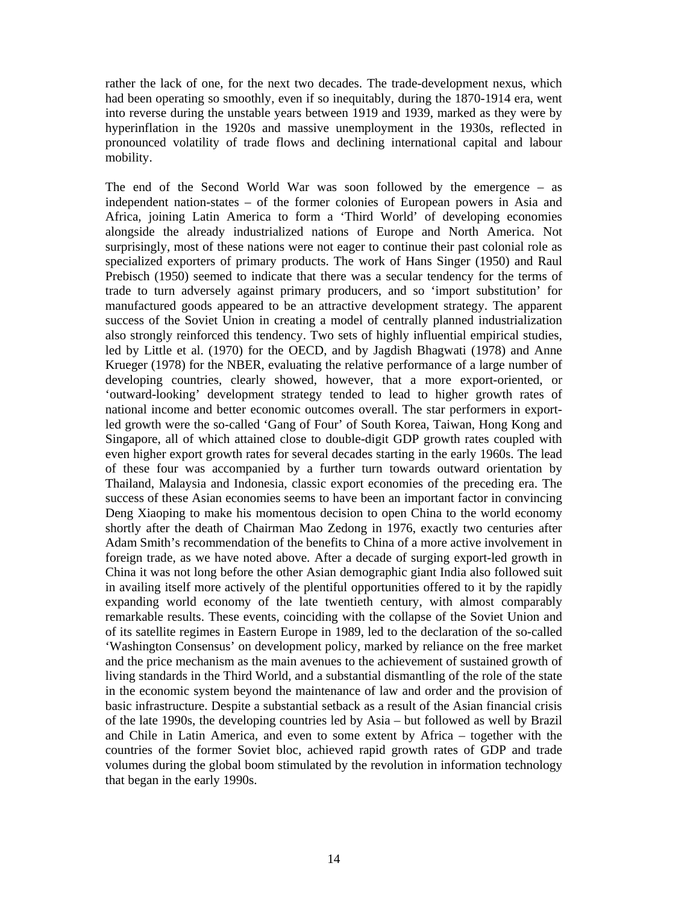rather the lack of one, for the next two decades. The trade-development nexus, which had been operating so smoothly, even if so inequitably, during the 1870-1914 era, went into reverse during the unstable years between 1919 and 1939, marked as they were by hyperinflation in the 1920s and massive unemployment in the 1930s, reflected in pronounced volatility of trade flows and declining international capital and labour mobility.

The end of the Second World War was soon followed by the emergence – as independent nation-states – of the former colonies of European powers in Asia and Africa, joining Latin America to form a 'Third World' of developing economies alongside the already industrialized nations of Europe and North America. Not surprisingly, most of these nations were not eager to continue their past colonial role as specialized exporters of primary products. The work of Hans Singer (1950) and Raul Prebisch (1950) seemed to indicate that there was a secular tendency for the terms of trade to turn adversely against primary producers, and so 'import substitution' for manufactured goods appeared to be an attractive development strategy. The apparent success of the Soviet Union in creating a model of centrally planned industrialization also strongly reinforced this tendency. Two sets of highly influential empirical studies, led by Little et al. (1970) for the OECD, and by Jagdish Bhagwati (1978) and Anne Krueger (1978) for the NBER, evaluating the relative performance of a large number of developing countries, clearly showed, however, that a more export-oriented, or 'outward-looking' development strategy tended to lead to higher growth rates of national income and better economic outcomes overall. The star performers in export-led growth were the so-called 'Gang of Four' of South Korea, Taiwan, Hong Kong and Singapore, all of which attained close to double-digit GDP growth rates coupled with even higher export growth rates for several decades starting in the early 1960s. The lead of these four was accompanied by a further turn towards outward orientation by Thailand, Malaysia and Indonesia, classic export economies of the preceding era. The success of these Asian economies seems to have been an important factor in convincing Deng Xiaoping to make his momentous decision to open China to the world economy shortly after the death of Chairman Mao Zedong in 1976, exactly two centuries after Adam Smith's recommendation of the benefits to China of a more active involvement in foreign trade, as we have noted above. After a decade of surging export-led growth in China it was not long before the other Asian demographic giant India also followed suit in availing itself more actively of the plentiful opportunities offered to it by the rapidly expanding world economy of the late twentieth century, with almost comparably remarkable results. These events, coinciding with the collapse of the Soviet Union and of its satellite regimes in Eastern Europe in 1989, led to the declaration of the so-called 'Washington Consensus' on development policy, marked by reliance on the free market and the price mechanism as the main avenues to the achievement of sustained growth of living standards in the Third World, and a substantial dismantling of the role of the state in the economic system beyond the maintenance of law and order and the provision of basic infrastructure. Despite a substantial setback as a result of the Asian financial crisis of the late 1990s, the developing countries led by Asia – but followed as well by Brazil and Chile in Latin America, and even to some extent by Africa – together with the countries of the former Soviet bloc, achieved rapid growth rates of GDP and trade volumes during the global boom stimulated by the revolution in information technology that began in the early 1990s.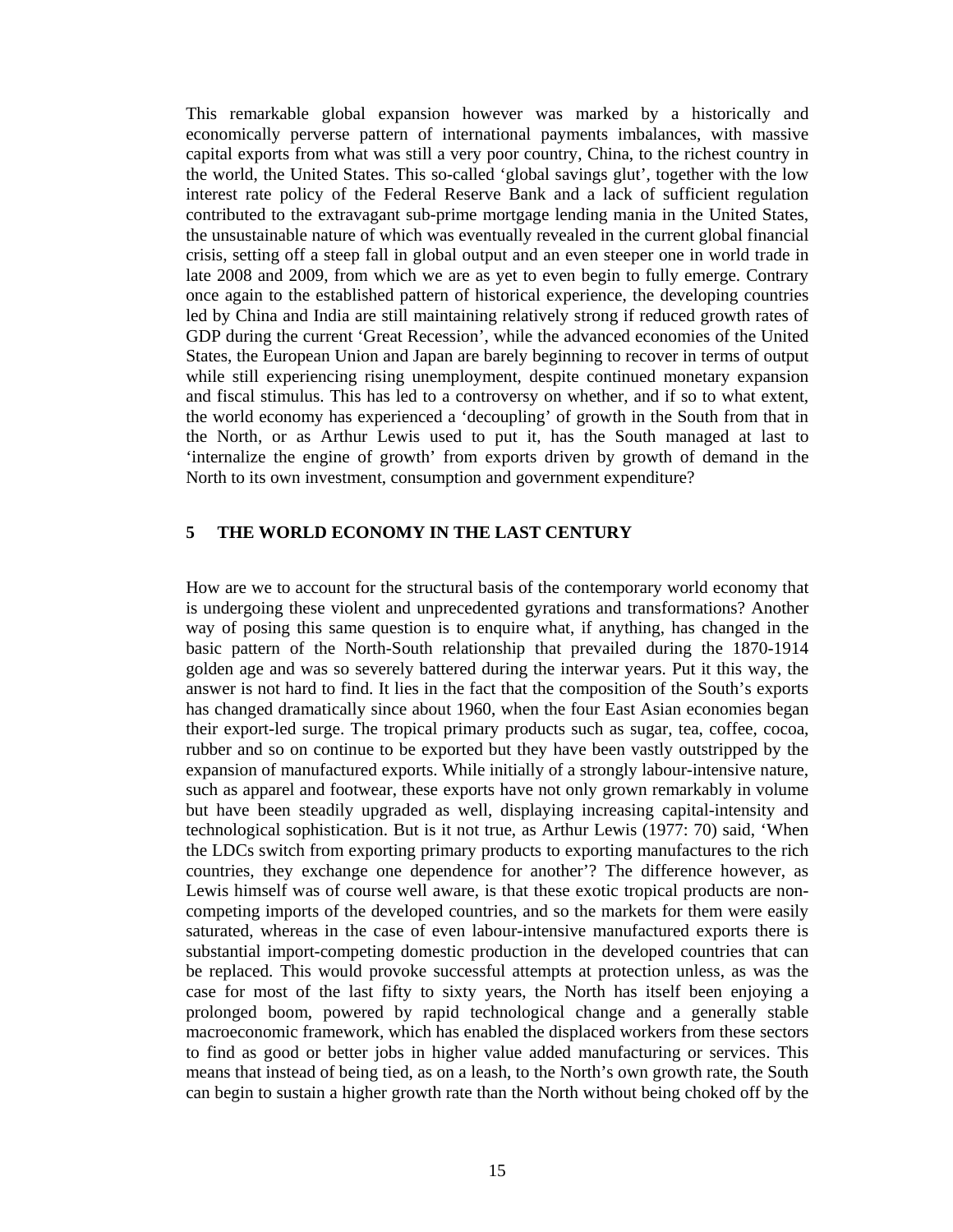This remarkable global expansion however was marked by a historically and economically perverse pattern of international payments imbalances, with massive capital exports from what was still a very poor country, China, to the richest country in the world, the United States. This so-called 'global savings glut', together with the low interest rate policy of the Federal Reserve Bank and a lack of sufficient regulation contributed to the extravagant sub-prime mortgage lending mania in the United States, the unsustainable nature of which was eventually revealed in the current global financial crisis, setting off a steep fall in global output and an even steeper one in world trade in late 2008 and 2009, from which we are as yet to even begin to fully emerge. Contrary once again to the established pattern of historical experience, the developing countries led by China and India are still maintaining relatively strong if reduced growth rates of GDP during the current 'Great Recession', while the advanced economies of the United States, the European Union and Japan are barely beginning to recover in terms of output while still experiencing rising unemployment, despite continued monetary expansion and fiscal stimulus. This has led to a controversy on whether, and if so to what extent, the world economy has experienced a 'decoupling' of growth in the South from that in the North, or as Arthur Lewis used to put it, has the South managed at last to 'internalize the engine of growth' from exports driven by growth of demand in the North to its own investment, consumption and government expenditure?

## 5 THE WORLD ECONOMY IN THE LAST CENTURY

How are we to account for the structural basis of the contemporary world economy that is undergoing these violent and unprecedented gyrations and transformations? Another way of posing this same question is to enquire what, if anything, has changed in the basic pattern of the North-South relationship that prevailed during the 1870-1914 golden age and was so severely battered during the interwar years. Put it this way, the answer is not hard to find. It lies in the fact that the composition of the South's exports has changed dramatically since about 1960, when the four East Asian economies began their export-led surge. The tropical primary products such as sugar, tea, coffee, cocoa, rubber and so on continue to be exported but they have been vastly outstripped by the expansion of manufactured exports. While initially of a strongly labour-intensive nature, such as apparel and footwear, these exports have not only grown remarkably in volume but have been steadily upgraded as well, displaying increasing capital-intensity and technological sophistication. But is it not true, as Arthur Lewis (1977: 70) said, 'When the LDCs switch from exporting primary products to exporting manufactures to the rich countries, they exchange one dependence for another'? The difference however, as Lewis himself was of course well aware, is that these exotic tropical products are non-competing imports of the developed countries, and so the markets for them were easily saturated, whereas in the case of even labour-intensive manufactured exports there is substantial import-competing domestic production in the developed countries that can be replaced. This would provoke successful attempts at protection unless, as was the case for most of the last fifty to sixty years, the North has itself been enjoying a prolonged boom, powered by rapid technological change and a generally stable macroeconomic framework, which has enabled the displaced workers from these sectors to find as good or better jobs in higher value added manufacturing or services. This means that instead of being tied, as on a leash, to the North's own growth rate, the South can begin to sustain a higher growth rate than the North without being choked off by the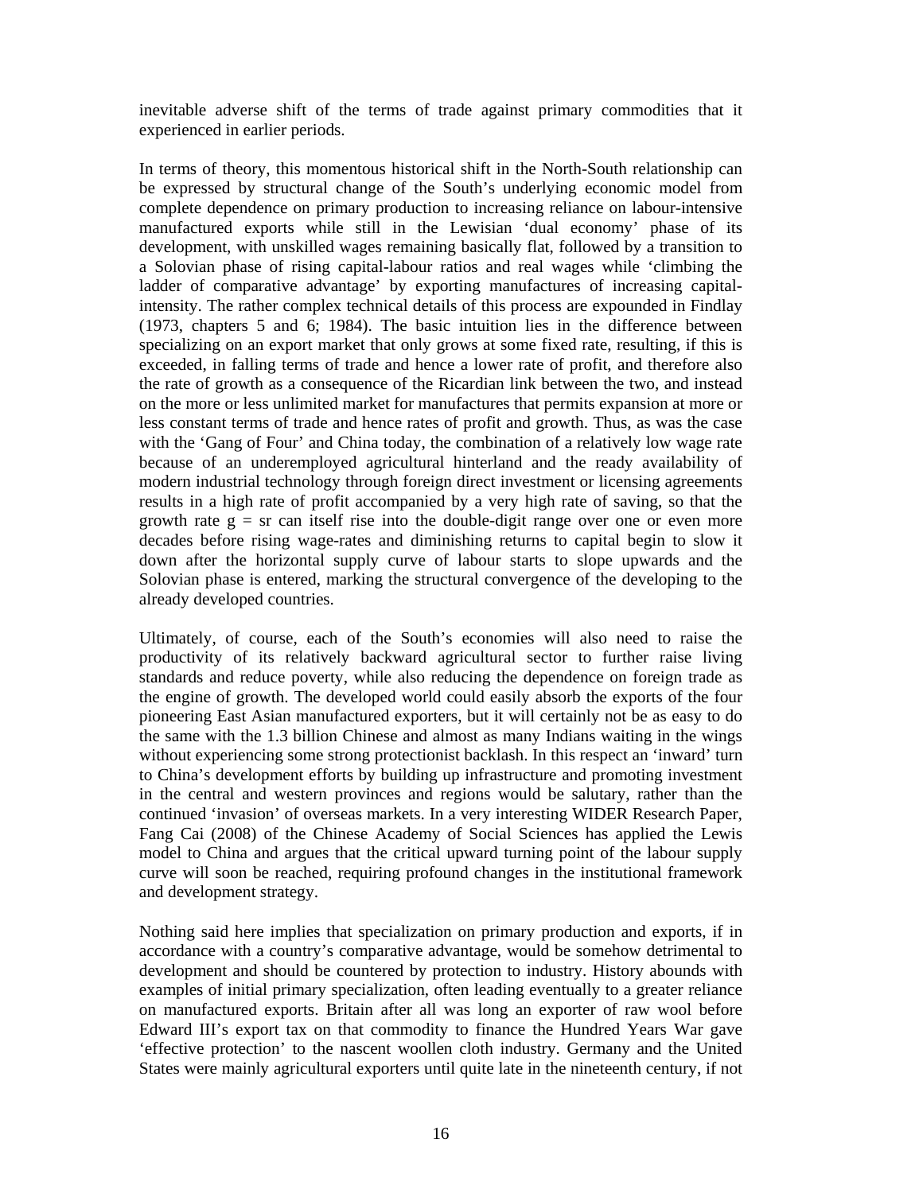inevitable adverse shift of the terms of trade against primary commodities that it experienced in earlier periods.

In terms of theory, this momentous historical shift in the North-South relationship can be expressed by structural change of the South's underlying economic model from complete dependence on primary production to increasing reliance on labour-intensive manufactured exports while still in the Lewisian 'dual economy' phase of its development, with unskilled wages remaining basically flat, followed by a transition to a Solovian phase of rising capital-labour ratios and real wages while 'climbing the ladder of comparative advantage' by exporting manufactures of increasing capital-intensity. The rather complex technical details of this process are expounded in Findlay (1973, chapters 5 and 6; 1984). The basic intuition lies in the difference between specializing on an export market that only grows at some fixed rate, resulting, if this is exceeded, in falling terms of trade and hence a lower rate of profit, and therefore also the rate of growth as a consequence of the Ricardian link between the two, and instead on the more or less unlimited market for manufactures that permits expansion at more or less constant terms of trade and hence rates of profit and growth. Thus, as was the case with the 'Gang of Four' and China today, the combination of a relatively low wage rate because of an underemployed agricultural hinterland and the ready availability of modern industrial technology through foreign direct investment or licensing agreements results in a high rate of profit accompanied by a very high rate of saving, so that the growth rate $g = sr$ can itself rise into the double-digit range over one or even more decades before rising wage-rates and diminishing returns to capital begin to slow it down after the horizontal supply curve of labour starts to slope upwards and the Solovian phase is entered, marking the structural convergence of the developing to the already developed countries.

Ultimately, of course, each of the South's economies will also need to raise the productivity of its relatively backward agricultural sector to further raise living standards and reduce poverty, while also reducing the dependence on foreign trade as the engine of growth. The developed world could easily absorb the exports of the four pioneering East Asian manufactured exporters, but it will certainly not be as easy to do the same with the 1.3 billion Chinese and almost as many Indians waiting in the wings without experiencing some strong protectionist backlash. In this respect an 'inward' turn to China's development efforts by building up infrastructure and promoting investment in the central and western provinces and regions would be salutary, rather than the continued 'invasion' of overseas markets. In a very interesting WIDER Research Paper, Fang Cai (2008) of the Chinese Academy of Social Sciences has applied the Lewis model to China and argues that the critical upward turning point of the labour supply curve will soon be reached, requiring profound changes in the institutional framework and development strategy.

Nothing said here implies that specialization on primary production and exports, if in accordance with a country's comparative advantage, would be somehow detrimental to development and should be countered by protection to industry. History abounds with examples of initial primary specialization, often leading eventually to a greater reliance on manufactured exports. Britain after all was long an exporter of raw wool before Edward III's export tax on that commodity to finance the Hundred Years War gave 'effective protection' to the nascent woollen cloth industry. Germany and the United States were mainly agricultural exporters until quite late in the nineteenth century, if not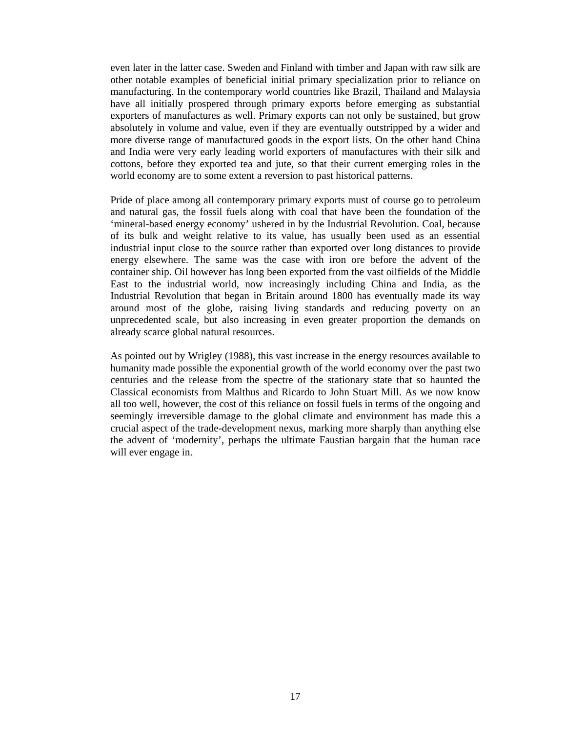even later in the latter case. Sweden and Finland with timber and Japan with raw silk are other notable examples of beneficial initial primary specialization prior to reliance on manufacturing. In the contemporary world countries like Brazil, Thailand and Malaysia have all initially prospered through primary exports before emerging as substantial exporters of manufactures as well. Primary exports can not only be sustained, but grow absolutely in volume and value, even if they are eventually outstripped by a wider and more diverse range of manufactured goods in the export lists. On the other hand China and India were very early leading world exporters of manufactures with their silk and cottons, before they exported tea and jute, so that their current emerging roles in the world economy are to some extent a reversion to past historical patterns.

Pride of place among all contemporary primary exports must of course go to petroleum and natural gas, the fossil fuels along with coal that have been the foundation of the 'mineral-based energy economy' ushered in by the Industrial Revolution. Coal, because of its bulk and weight relative to its value, has usually been used as an essential industrial input close to the source rather than exported over long distances to provide energy elsewhere. The same was the case with iron ore before the advent of the container ship. Oil however has long been exported from the vast oilfields of the Middle East to the industrial world, now increasingly including China and India, as the Industrial Revolution that began in Britain around 1800 has eventually made its way around most of the globe, raising living standards and reducing poverty on an unprecedented scale, but also increasing in even greater proportion the demands on already scarce global natural resources.

As pointed out by Wrigley (1988), this vast increase in the energy resources available to humanity made possible the exponential growth of the world economy over the past two centuries and the release from the spectre of the stationary state that so haunted the Classical economists from Malthus and Ricardo to John Stuart Mill. As we now know all too well, however, the cost of this reliance on fossil fuels in terms of the ongoing and seemingly irreversible damage to the global climate and environment has made this a crucial aspect of the trade-development nexus, marking more sharply than anything else the advent of 'modernity', perhaps the ultimate Faustian bargain that the human race will ever engage in.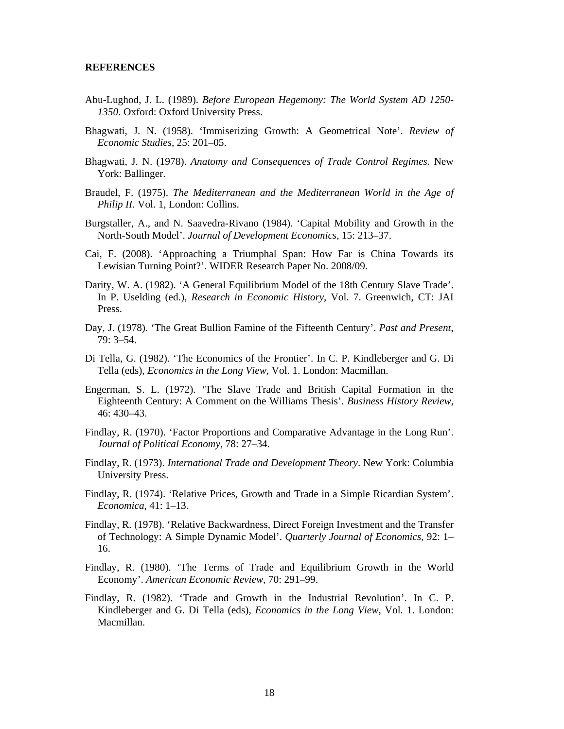## REFERENCES

Abu-Lughod, J. L. (1989). *Before European Hegemony: The World System AD 1250-1350*. Oxford: Oxford University Press.

Bhagwati, J. N. (1958). 'Immiserizing Growth: A Geometrical Note'. *Review of Economic Studies*, 25: 201–05.

Bhagwati, J. N. (1978). *Anatomy and Consequences of Trade Control Regimes*. New York: Ballinger.

Braudel, F. (1975). *The Mediterranean and the Mediterranean World in the Age of Philip II*. Vol. 1, London: Collins.

Burgstaller, A., and N. Saavedra-Rivano (1984). 'Capital Mobility and Growth in the North-South Model'. *Journal of Development Economics*, 15: 213–37.

Cai, F. (2008). 'Approaching a Triumphal Span: How Far is China Towards its Lewisian Turning Point?'. WIDER Research Paper No. 2008/09.

Darity, W. A. (1982). 'A General Equilibrium Model of the 18th Century Slave Trade'. In P. Uselding (ed.), *Research in Economic History*, Vol. 7. Greenwich, CT: JAI Press.

Day, J. (1978). 'The Great Bullion Famine of the Fifteenth Century'. *Past and Present*, 79: 3–54.

Di Tella, G. (1982). 'The Economics of the Frontier'. In C. P. Kindleberger and G. Di Tella (eds), *Economics in the Long View*, Vol. 1. London: Macmillan.

Engerman, S. L. (1972). 'The Slave Trade and British Capital Formation in the Eighteenth Century: A Comment on the Williams Thesis'. *Business History Review*, 46: 430–43.

Findlay, R. (1970). 'Factor Proportions and Comparative Advantage in the Long Run'. *Journal of Political Economy*, 78: 27–34.

Findlay, R. (1973). *International Trade and Development Theory*. New York: Columbia University Press.

Findlay, R. (1974). 'Relative Prices, Growth and Trade in a Simple Ricardian System'. *Economica*, 41: 1–13.

Findlay, R. (1978). 'Relative Backwardness, Direct Foreign Investment and the Transfer of Technology: A Simple Dynamic Model'. *Quarterly Journal of Economics*, 92: 1–16.

Findlay, R. (1980). 'The Terms of Trade and Equilibrium Growth in the World Economy'. *American Economic Review*, 70: 291–99.

Findlay, R. (1982). 'Trade and Growth in the Industrial Revolution'. In C. P. Kindleberger and G. Di Tella (eds), *Economics in the Long View*, Vol. 1. London: Macmillan.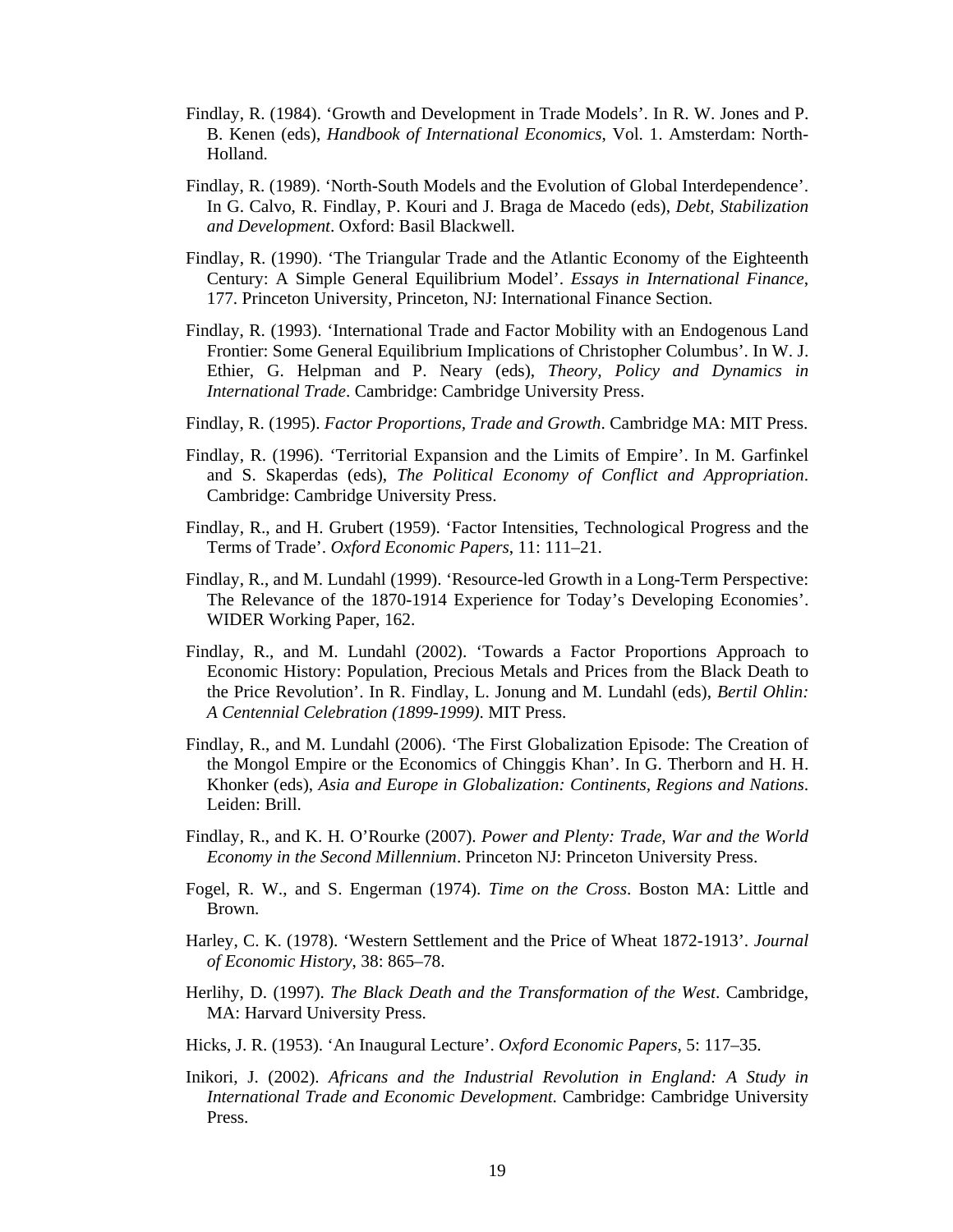Findlay, R. (1984). ‘Growth and Development in Trade Models’. In R. W. Jones and P. B. Kenen (eds), *Handbook of International Economics*, Vol. 1. Amsterdam: North-Holland.

Findlay, R. (1989). ‘North-South Models and the Evolution of Global Interdependence’. In G. Calvo, R. Findlay, P. Kouri and J. Braga de Macedo (eds), *Debt, Stabilization and Development*. Oxford: Basil Blackwell.

Findlay, R. (1990). ‘The Triangular Trade and the Atlantic Economy of the Eighteenth Century: A Simple General Equilibrium Model’. *Essays in International Finance*, 177. Princeton University, Princeton, NJ: International Finance Section.

Findlay, R. (1993). ‘International Trade and Factor Mobility with an Endogenous Land Frontier: Some General Equilibrium Implications of Christopher Columbus’. In W. J. Ethier, G. Helpman and P. Neary (eds), *Theory, Policy and Dynamics in International Trade*. Cambridge: Cambridge University Press.

Findlay, R. (1995). *Factor Proportions, Trade and Growth*. Cambridge MA: MIT Press.

Findlay, R. (1996). ‘Territorial Expansion and the Limits of Empire’. In M. Garfinkel and S. Skaperdas (eds), *The Political Economy of Conflict and Appropriation*. Cambridge: Cambridge University Press.

Findlay, R., and H. Grubert (1959). ‘Factor Intensities, Technological Progress and the Terms of Trade’. *Oxford Economic Papers*, 11: 111–21.

Findlay, R., and M. Lundahl (1999). ‘Resource-led Growth in a Long-Term Perspective: The Relevance of the 1870-1914 Experience for Today’s Developing Economies’. WIDER Working Paper, 162.

Findlay, R., and M. Lundahl (2002). ‘Towards a Factor Proportions Approach to Economic History: Population, Precious Metals and Prices from the Black Death to the Price Revolution’. In R. Findlay, L. Jonung and M. Lundahl (eds), *Bertil Ohlin: A Centennial Celebration (1899-1999)*. MIT Press.

Findlay, R., and M. Lundahl (2006). ‘The First Globalization Episode: The Creation of the Mongol Empire or the Economics of Chinggis Khan’. In G. Therborn and H. H. Khonker (eds), *Asia and Europe in Globalization: Continents, Regions and Nations*. Leiden: Brill.

Findlay, R., and K. H. O’Rourke (2007). *Power and Plenty: Trade, War and the World Economy in the Second Millennium*. Princeton NJ: Princeton University Press.

Fogel, R. W., and S. Engerman (1974). *Time on the Cross*. Boston MA: Little and Brown.

Harley, C. K. (1978). ‘Western Settlement and the Price of Wheat 1872-1913’. *Journal of Economic History*, 38: 865–78.

Herlihy, D. (1997). *The Black Death and the Transformation of the West*. Cambridge, MA: Harvard University Press.

Hicks, J. R. (1953). ‘An Inaugural Lecture’. *Oxford Economic Papers*, 5: 117–35.

Inikori, J. (2002). *Africans and the Industrial Revolution in England: A Study in International Trade and Economic Development*. Cambridge: Cambridge University Press.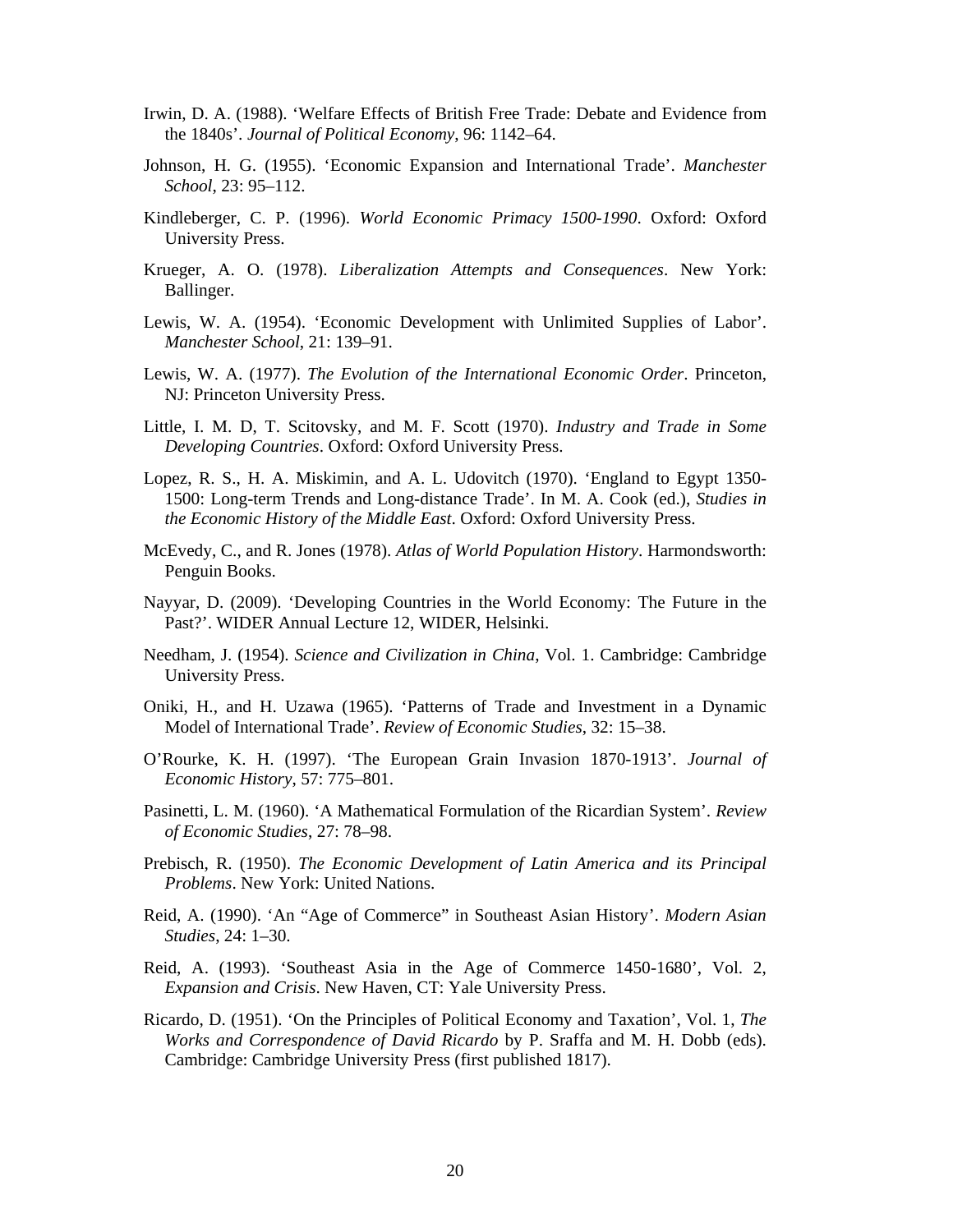Irwin, D. A. (1988). 'Welfare Effects of British Free Trade: Debate and Evidence from the 1840s'. *Journal of Political Economy*, 96: 1142–64.

Johnson, H. G. (1955). 'Economic Expansion and International Trade'. *Manchester School*, 23: 95–112.

Kindleberger, C. P. (1996). *World Economic Primacy 1500-1990*. Oxford: Oxford University Press.

Krueger, A. O. (1978). *Liberalization Attempts and Consequences*. New York: Ballinger.

Lewis, W. A. (1954). 'Economic Development with Unlimited Supplies of Labor'. *Manchester School*, 21: 139–91.

Lewis, W. A. (1977). *The Evolution of the International Economic Order*. Princeton, NJ: Princeton University Press.

Little, I. M. D, T. Scitovsky, and M. F. Scott (1970). *Industry and Trade in Some Developing Countries*. Oxford: Oxford University Press.

Lopez, R. S., H. A. Miskimin, and A. L. Udovitch (1970). 'England to Egypt 1350-1500: Long-term Trends and Long-distance Trade'. In M. A. Cook (ed.), *Studies in the Economic History of the Middle East*. Oxford: Oxford University Press.

McEvedy, C., and R. Jones (1978). *Atlas of World Population History*. Harmondsworth: Penguin Books.

Nayyar, D. (2009). 'Developing Countries in the World Economy: The Future in the Past?'. WIDER Annual Lecture 12, WIDER, Helsinki.

Needham, J. (1954). *Science and Civilization in China*, Vol. 1. Cambridge: Cambridge University Press.

Oniki, H., and H. Uzawa (1965). 'Patterns of Trade and Investment in a Dynamic Model of International Trade'. *Review of Economic Studies*, 32: 15–38.

O'Rourke, K. H. (1997). 'The European Grain Invasion 1870-1913'. *Journal of Economic History*, 57: 775–801.

Pasinetti, L. M. (1960). 'A Mathematical Formulation of the Ricardian System'. *Review of Economic Studies*, 27: 78–98.

Prebisch, R. (1950). *The Economic Development of Latin America and its Principal Problems*. New York: United Nations.

Reid, A. (1990). 'An "Age of Commerce" in Southeast Asian History'. *Modern Asian Studies*, 24: 1–30.

Reid, A. (1993). 'Southeast Asia in the Age of Commerce 1450-1680', Vol. 2, *Expansion and Crisis*. New Haven, CT: Yale University Press.

Ricardo, D. (1951). 'On the Principles of Political Economy and Taxation', Vol. 1, *The Works and Correspondence of David Ricardo* by P. Sraffa and M. H. Dobb (eds). Cambridge: Cambridge University Press (first published 1817).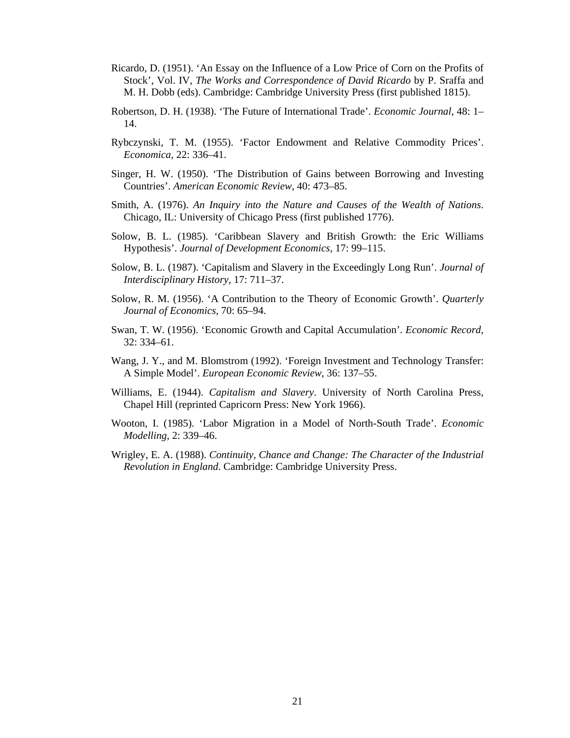Ricardo, D. (1951). ‘An Essay on the Influence of a Low Price of Corn on the Profits of Stock’, Vol. IV, *The Works and Correspondence of David Ricardo* by P. Sraffa and M. H. Dobb (eds). Cambridge: Cambridge University Press (first published 1815).

Robertson, D. H. (1938). ‘The Future of International Trade’. *Economic Journal*, 48: 1–14.

Rybczynski, T. M. (1955). ‘Factor Endowment and Relative Commodity Prices’. *Economica*, 22: 336–41.

Singer, H. W. (1950). ‘The Distribution of Gains between Borrowing and Investing Countries’. *American Economic Review*, 40: 473–85.

Smith, A. (1976). *An Inquiry into the Nature and Causes of the Wealth of Nations*. Chicago, IL: University of Chicago Press (first published 1776).

Solow, B. L. (1985). ‘Caribbean Slavery and British Growth: the Eric Williams Hypothesis’. *Journal of Development Economics*, 17: 99–115.

Solow, B. L. (1987). ‘Capitalism and Slavery in the Exceedingly Long Run’. *Journal of Interdisciplinary History*, 17: 711–37.

Solow, R. M. (1956). ‘A Contribution to the Theory of Economic Growth’. *Quarterly Journal of Economics*, 70: 65–94.

Swan, T. W. (1956). ‘Economic Growth and Capital Accumulation’. *Economic Record*, 32: 334–61.

Wang, J. Y., and M. Blomstrom (1992). ‘Foreign Investment and Technology Transfer: A Simple Model’. *European Economic Review*, 36: 137–55.

Williams, E. (1944). *Capitalism and Slavery*. University of North Carolina Press, Chapel Hill (reprinted Capricorn Press: New York 1966).

Wooton, I. (1985). ‘Labor Migration in a Model of North-South Trade’. *Economic Modelling*, 2: 339–46.

Wrigley, E. A. (1988). *Continuity, Chance and Change: The Character of the Industrial Revolution in England*. Cambridge: Cambridge University Press.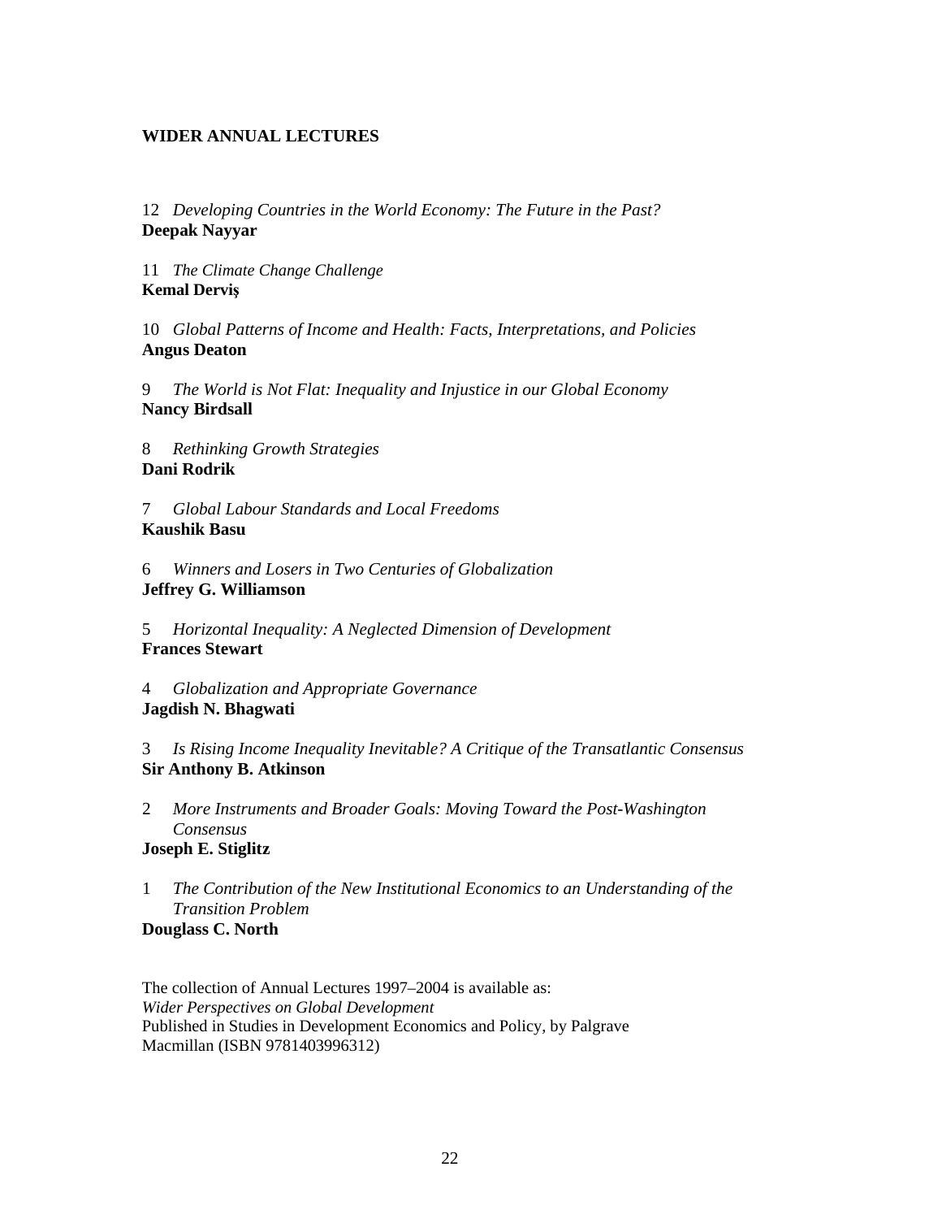**WIDER ANNUAL LECTURES**

12 *Developing Countries in the World Economy: The Future in the Past?*
**Deepak Nayyar**

11 *The Climate Change Challenge*
**Kemal Derviş**

10 *Global Patterns of Income and Health: Facts, Interpretations, and Policies*
**Angus Deaton**

9 *The World is Not Flat: Inequality and Injustice in our Global Economy*
**Nancy Birdsall**

8 *Rethinking Growth Strategies*
**Dani Rodrik**

7 *Global Labour Standards and Local Freedoms*
**Kaushik Basu**

6 *Winners and Losers in Two Centuries of Globalization*
**Jeffrey G. Williamson**

5 *Horizontal Inequality: A Neglected Dimension of Development*
**Frances Stewart**

4 *Globalization and Appropriate Governance*
**Jagdish N. Bhagwati**

3 *Is Rising Income Inequality Inevitable? A Critique of the Transatlantic Consensus*
**Sir Anthony B. Atkinson**

2 *More Instruments and Broader Goals: Moving Toward the Post-Washington Consensus*
**Joseph E. Stiglitz**

1 *The Contribution of the New Institutional Economics to an Understanding of the Transition Problem*
**Douglass C. North**

The collection of Annual Lectures 1997–2004 is available as:
*Wider Perspectives on Global Development*
Published in Studies in Development Economics and Policy, by Palgrave Macmillan (ISBN 9781403996312)